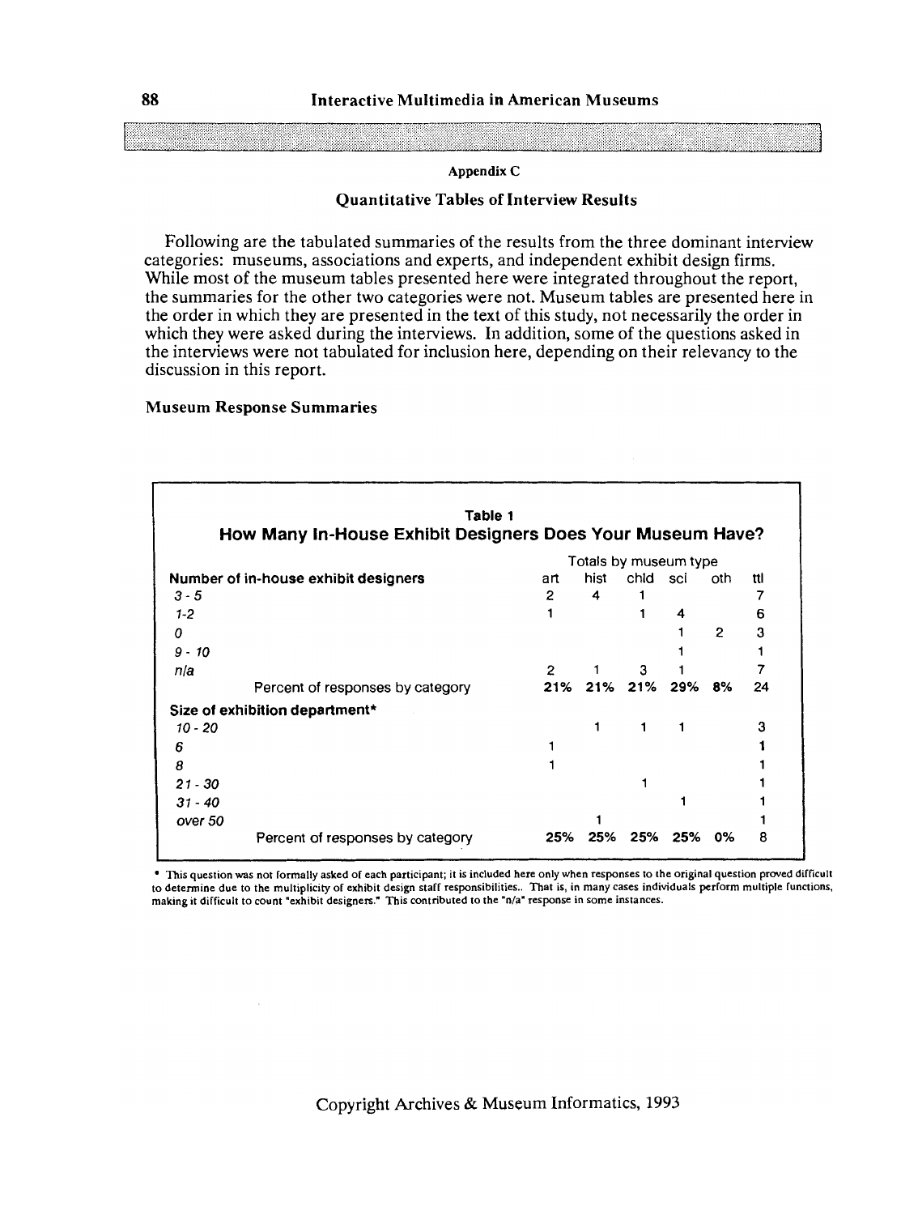## Appendix C

### Quantitative Tables of Interview Results

Following are the tabulated summaries of the results from the three dominant interview categories: museums, associations and experts, and independent exhibit design firms. While most of the museum tables presented here were integrated throughout the report, the summaries for the other two categories were not. Museum tables are presented here in the order in which they are presented in the text of this study, not necessarily the order in which they were asked during the interviews. In addition, some of the questions asked in the interviews were not tabulated for inclusion here, depending on their relevancy to the discussion in this report.

### Museum Response Summaries

**Table 1**
**How Many In-House Exhibit Designers Does Your Museum Have?**

| | Totals by museum type | | | | | |
|---|---|---|---|---|---|---|
| **Number of in-house exhibit designers** | art | hist | chld | sci | oth | ttl |
| *3 - 5* | 2 | 4 | 1 | | | 7 |
| *1-2* | 1 | | 1 | 4 | | 6 |
| *0* | | | | 1 | 2 | 3 |
| *9 - 10* | | | | 1 | | 1 |
| *n/a* | 2 | 1 | 3 | 1 | | 7 |
| Percent of responses by category | **21%** | **21%** | **21%** | **29%** | **8%** | 24 |
| **Size of exhibition department*** | | | | | | |
| *10 - 20* | | 1 | 1 | 1 | | 3 |
| *6* | 1 | | | | | 1 |
| *8* | 1 | | | | | 1 |
| *21 - 30* | | | 1 | | | 1 |
| *31 - 40* | | | | 1 | | 1 |
| *over 50* | | 1 | | | | 1 |
| Percent of responses by category | **25%** | **25%** | **25%** | **25%** | **0%** | 8 |

* This question was not formally asked of each participant; it is included here only when responses to the original question proved difficult to determine due to the multiplicity of exhibit design staff responsibilities.. That is, in many cases individuals perform multiple functions, making it difficult to count "exhibit designers." This contributed to the "n/a" response in some instances.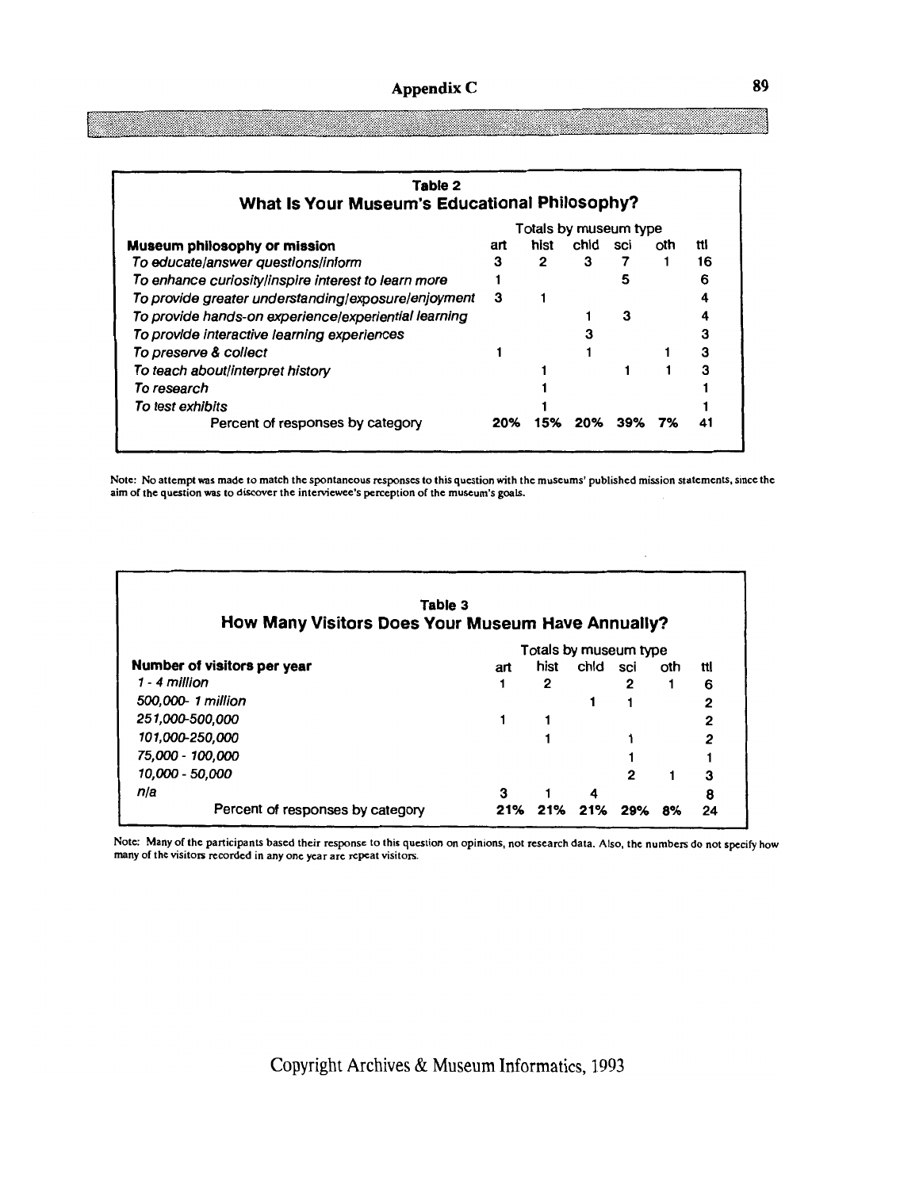**Table 2**
**What Is Your Museum's Educational Philosophy?**

| Museum philosophy or mission | Totals by museum type | | | | | |
|---|---|---|---|---|---|---|
| | art | hist | chld | sci | oth | ttl |
| *To educate/answer questions/inform* | 3 | 2 | 3 | 7 | 1 | 16 |
| *To enhance curiosity/inspire interest to learn more* | 1 | | | 5 | | 6 |
| *To provide greater understanding/exposure/enjoyment* | 3 | 1 | | | | 4 |
| *To provide hands-on experience/experiential learning* | | | 1 | 3 | | 4 |
| *To provide interactive learning experiences* | | | 3 | | | 3 |
| *To preserve & collect* | 1 | | 1 | | 1 | 3 |
| *To teach about/interpret history* | | 1 | | 1 | 1 | 3 |
| *To research* | | 1 | | | | 1 |
| *To test exhibits* | | 1 | | | | 1 |
| Percent of responses by category | 20% | 15% | 20% | 39% | 7% | 41 |

Note: No attempt was made to match the spontaneous responses to this question with the museums' published mission statements, since the aim of the question was to discover the interviewee's perception of the museum's goals.

**Table 3**
**How Many Visitors Does Your Museum Have Annually?**

| Number of visitors per year | Totals by museum type | | | | | |
|---|---|---|---|---|---|---|
| | art | hist | chld | sci | oth | ttl |
| *1 - 4 million* | 1 | 2 | | 2 | 1 | 6 |
| *500,000- 1 million* | | | 1 | 1 | | 2 |
| *251,000-500,000* | 1 | 1 | | | | 2 |
| *101,000-250,000* | | 1 | | 1 | | 2 |
| *75,000 - 100,000* | | | | 1 | | 1 |
| *10,000 - 50,000* | | | | 2 | 1 | 3 |
| *n/a* | 3 | 1 | 4 | | | 8 |
| Percent of responses by category | 21% | 21% | 21% | 29% | 8% | 24 |

Note: Many of the participants based their response to this question on opinions, not research data. Also, the numbers do not specify how many of the visitors recorded in any one year are repeat visitors.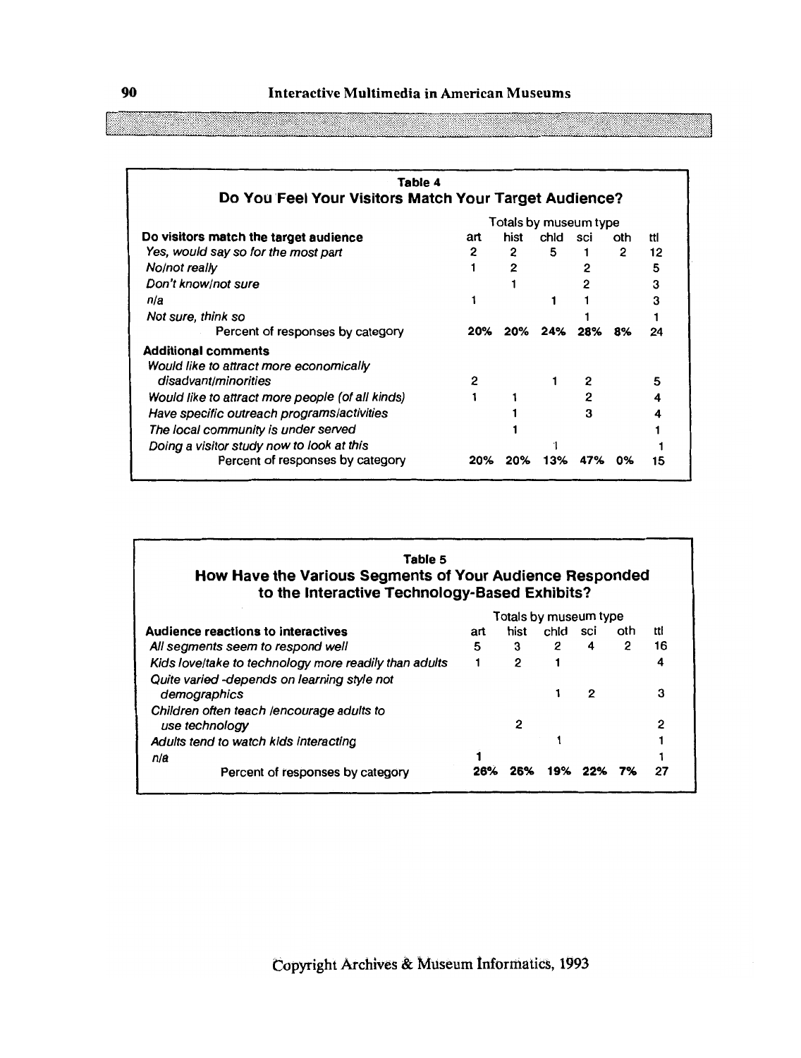## Table 4

### Do You Feel Your Visitors Match Your Target Audience?

| Do visitors match the target audience | Totals by museum type | | | | | |
|---|---|---|---|---|---|---|
| | art | hist | chld | sci | oth | ttl |
| *Yes, would say so for the most part* | 2 | 2 | 5 | 1 | 2 | 12 |
| *No/not really* | 1 | 2 | | 2 | | 5 |
| *Don't know/not sure* | | 1 | | 2 | | 3 |
| *n/a* | 1 | | 1 | 1 | | 3 |
| *Not sure, think so* | | | | 1 | | 1 |
| Percent of responses by category | **20%** | **20%** | **24%** | **28%** | **8%** | 24 |
| **Additional comments** | | | | | | |
| *Would like to attract more economically disadvant/minorities* | 2 | | 1 | 2 | | 5 |
| *Would like to attract more people (of all kinds)* | 1 | 1 | | 2 | | 4 |
| *Have specific outreach programs/activities* | | 1 | | 3 | | 4 |
| *The local community is under served* | | 1 | | | | 1 |
| *Doing a visitor study now to look at this* | | | 1 | | | 1 |
| Percent of responses by category | **20%** | **20%** | **13%** | **47%** | **0%** | 15 |

## Table 5

### How Have the Various Segments of Your Audience Responded to the Interactive Technology-Based Exhibits?

| Audience reactions to interactives | Totals by museum type | | | | | |
|---|---|---|---|---|---|---|
| | art | hist | chld | sci | oth | ttl |
| *All segments seem to respond well* | 5 | 3 | 2 | 4 | 2 | 16 |
| *Kids love/take to technology more readily than adults* | 1 | 2 | 1 | | | 4 |
| *Quite varied -depends on learning style not demographics* | | | 1 | 2 | | 3 |
| *Children often teach /encourage adults to use technology* | | 2 | | | | 2 |
| *Adults tend to watch kids interacting* | | | 1 | | | 1 |
| *n/a* | 1 | | | | | 1 |
| Percent of responses by category | **26%** | **26%** | **19%** | **22%** | **7%** | 27 |

Copyright Archives & Museum Informatics, 1993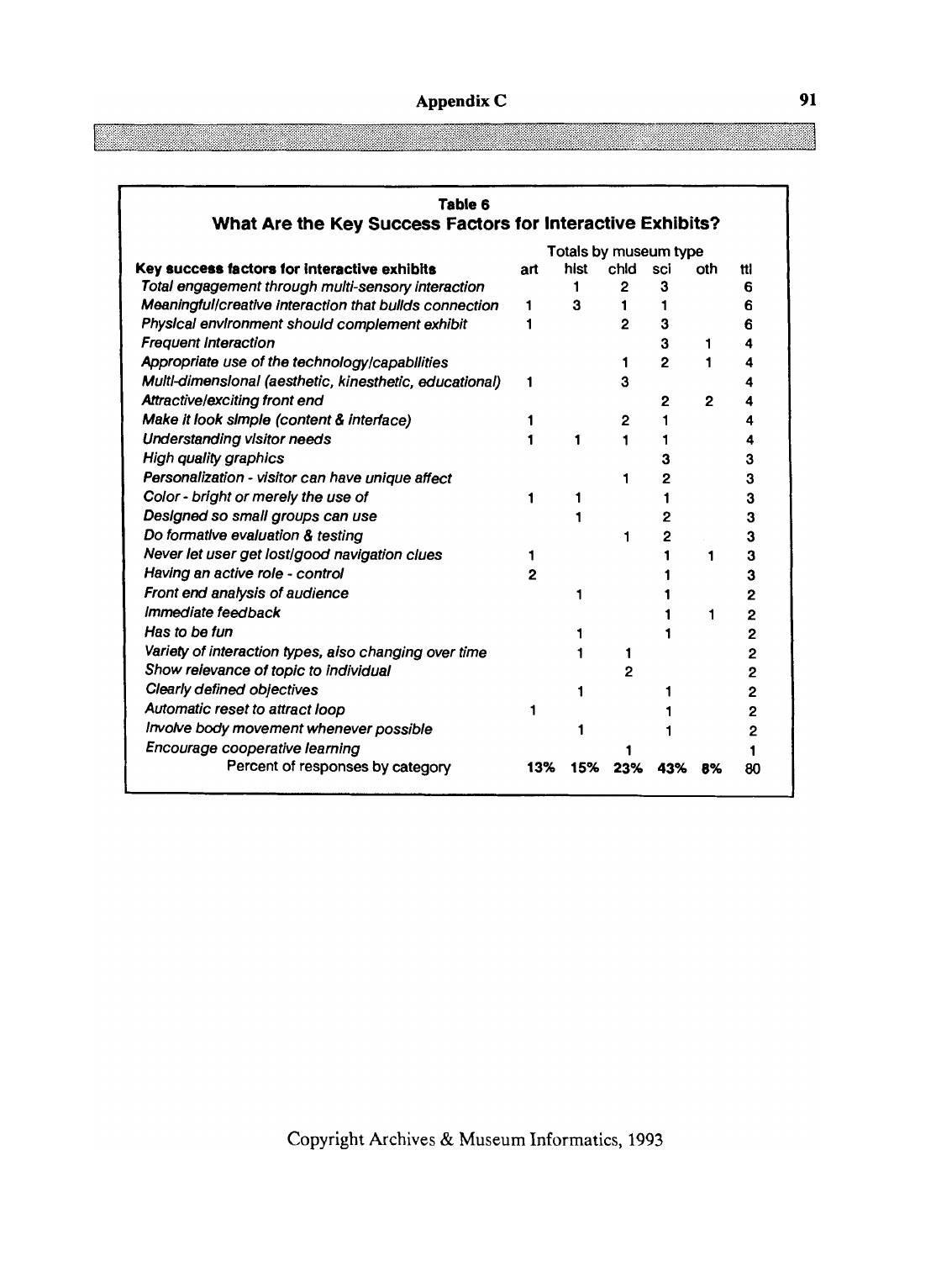**Table 6**
**What Are the Key Success Factors for Interactive Exhibits?**

| Key success factors for interactive exhibits | Totals by museum type | | | | | |
|---|---|---|---|---|---|---|
| | art | hist | chld | sci | oth | ttl |
| *Total engagement through multi-sensory interaction* | | 1 | 2 | 3 | | 6 |
| *Meaningful/creative interaction that builds connection* | 1 | 3 | 1 | 1 | | 6 |
| *Physical environment should complement exhibit* | 1 | | 2 | 3 | | 6 |
| *Frequent interaction* | | | | 3 | 1 | 4 |
| *Appropriate use of the technology/capabilities* | | | 1 | 2 | 1 | 4 |
| *Multi-dimensional (aesthetic, kinesthetic, educational)* | 1 | | 3 | | | 4 |
| *Attractive/exciting front end* | | | | 2 | 2 | 4 |
| *Make it look simple (content & interface)* | 1 | | 2 | 1 | | 4 |
| *Understanding visitor needs* | 1 | 1 | 1 | 1 | | 4 |
| *High quality graphics* | | | | 3 | | 3 |
| *Personalization - visitor can have unique affect* | | | 1 | 2 | | 3 |
| *Color - bright or merely the use of* | 1 | 1 | | 1 | | 3 |
| *Designed so small groups can use* | | 1 | | 2 | | 3 |
| *Do formative evaluation & testing* | | | 1 | 2 | | 3 |
| *Never let user get lost/good navigation clues* | 1 | | | 1 | 1 | 3 |
| *Having an active role - control* | 2 | | | 1 | | 3 |
| *Front end analysis of audience* | | 1 | | 1 | | 2 |
| *Immediate feedback* | | | | 1 | 1 | 2 |
| *Has to be fun* | | 1 | | 1 | | 2 |
| *Variety of interaction types, also changing over time* | | 1 | 1 | | | 2 |
| *Show relevance of topic to individual* | | | 2 | | | 2 |
| *Clearly defined objectives* | | 1 | | 1 | | 2 |
| *Automatic reset to attract loop* | 1 | | | 1 | | 2 |
| *Involve body movement whenever possible* | | 1 | | 1 | | 2 |
| *Encourage cooperative learning* | | | 1 | | | 1 |
| Percent of responses by category | **13%** | **15%** | **23%** | **43%** | **8%** | 80 |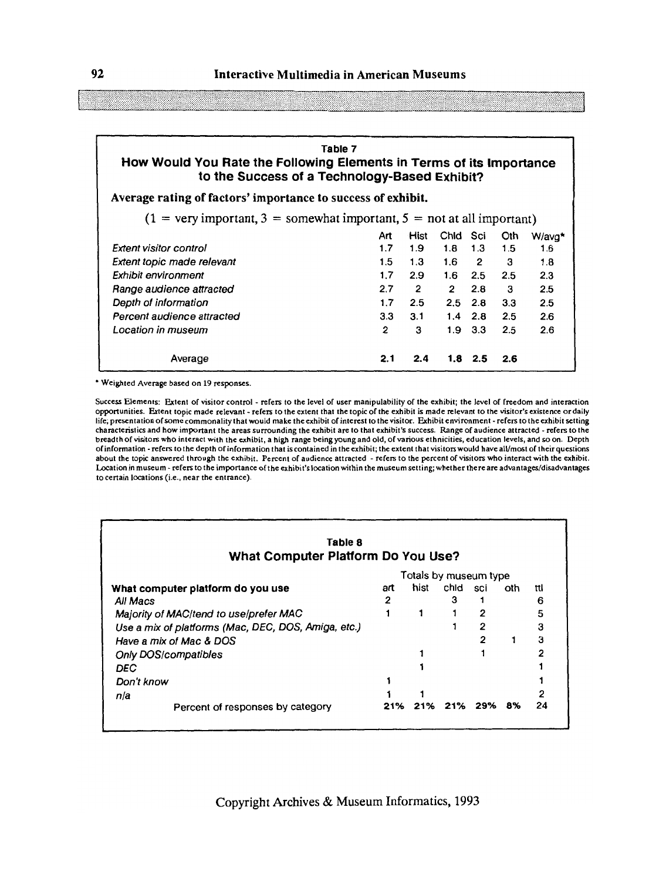### Table 7

## How Would You Rate the Following Elements in Terms of its Importance to the Success of a Technology-Based Exhibit?

**Average rating of factors' importance to success of exhibit.**

(1 = very important, 3 = somewhat important, 5 = not at all important)

| | Art | Hist | Chld | Sci | Oth | W/avg* |
|---|---|---|---|---|---|---|
| *Extent visitor control* | 1.7 | 1.9 | 1.8 | 1.3 | 1.5 | 1.6 |
| *Extent topic made relevant* | 1.5 | 1.3 | 1.6 | 2 | 3 | 1.8 |
| *Exhibit environment* | 1.7 | 2.9 | 1.6 | 2.5 | 2.5 | 2.3 |
| *Range audience attracted* | 2.7 | 2 | 2 | 2.8 | 3 | 2.5 |
| *Depth of information* | 1.7 | 2.5 | 2.5 | 2.8 | 3.3 | 2.5 |
| *Percent audience attracted* | 3.3 | 3.1 | 1.4 | 2.8 | 2.5 | 2.6 |
| *Location in museum* | 2 | 3 | 1.9 | 3.3 | 2.5 | 2.6 |
| Average | **2.1** | **2.4** | **1.8** | **2.5** | **2.6** | |

\* Weighted Average based on 19 responses.

Success Elements: Extent of visitor control - refers to the level of user manipulability of the exhibit; the level of freedom and interaction opportunities. Extent topic made relevant - refers to the extent that the topic of the exhibit is made relevant to the visitor's existence or daily life; presentation of some commonality that would make the exhibit of interest to the visitor. Exhibit environment - refers to the exhibit setting characteristics and how important the areas surrounding the exhibit are to that exhibit's success. Range of audience attracted - refers to the breadth of visitors who interact with the exhibit, a high range being young and old, of various ethnicities, education levels, and so on. Depth of information - refers to the depth of information that is contained in the exhibit; the extent that visitors would have all/most of their questions about the topic answered through the exhibit. Percent of audience attracted - refers to the percent of visitors who interact with the exhibit. Location in museum - refers to the importance of the exhibit's location within the museum setting; whether there are advantages/disadvantages to certain locations (i.e., near the entrance).

### Table 8

## What Computer Platform Do You Use?

| | Totals by museum type | | | | | |
|---|---|---|---|---|---|---|
| **What computer platform do you use** | art | hist | chld | sci | oth | ttl |
| *All Macs* | 2 | | 3 | 1 | | 6 |
| *Majority of MAC/tend to use/prefer MAC* | 1 | 1 | 1 | 2 | | 5 |
| *Use a mix of platforms (Mac, DEC, DOS, Amiga, etc.)* | | | 1 | 2 | | 3 |
| *Have a mix of Mac & DOS* | | | | 2 | 1 | 3 |
| *Only DOS/compatibles* | | 1 | | 1 | | 2 |
| *DEC* | | 1 | | | | 1 |
| *Don't know* | 1 | | | | | 1 |
| *n/a* | 1 | 1 | | | | 2 |
| Percent of responses by category | **21%** | **21%** | **21%** | **29%** | **8%** | 24 |

Copyright Archives & Museum Informatics, 1993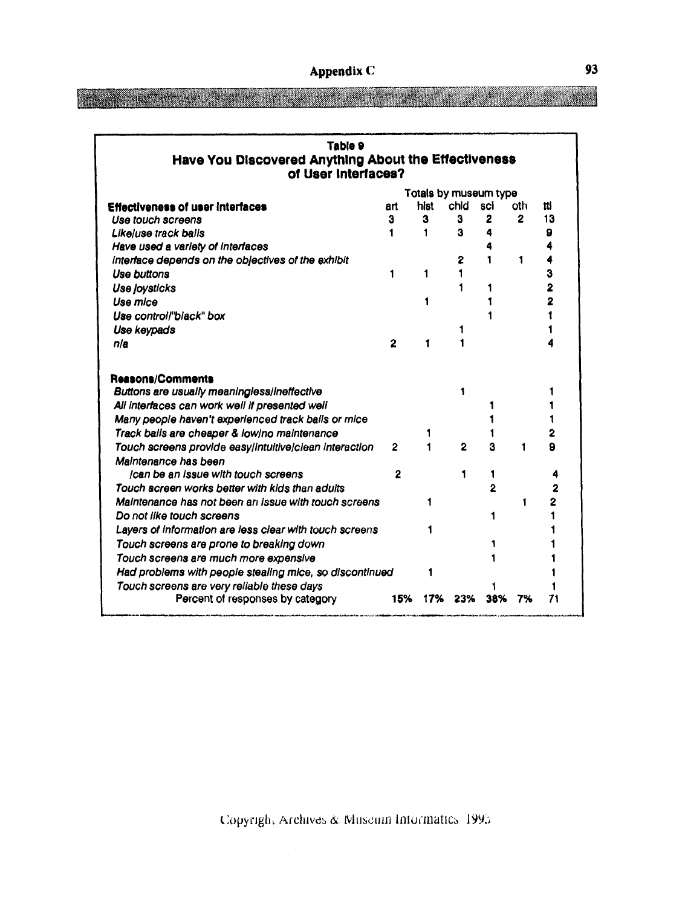**Table 9**
**Have You Discovered Anything About the Effectiveness of User Interfaces?**

| | Totals by museum type | | | | | |
|---|---|---|---|---|---|---|
| **Effectiveness of user interfaces** | art | hist | chld | sci | oth | ttl |
| *Use touch screens* | 3 | 3 | 3 | 2 | 2 | 13 |
| *Like/use track balls* | 1 | 1 | 3 | 4 | | 9 |
| *Have used a variety of interfaces* | | | | 4 | | 4 |
| *Interface depends on the objectives of the exhibit* | | | 2 | 1 | 1 | 4 |
| *Use buttons* | 1 | 1 | 1 | | | 3 |
| *Use joysticks* | | | 1 | 1 | | 2 |
| *Use mice* | | 1 | | 1 | | 2 |
| *Use control/"black" box* | | | | 1 | | 1 |
| *Use keypads* | | | 1 | | | 1 |
| *n/a* | 2 | 1 | 1 | | | 4 |
| | | | | | | |
| **Reasons/Comments** | | | | | | |
| *Buttons are usually meaningless/ineffective* | | | 1 | | | 1 |
| *All interfaces can work well if presented well* | | | | 1 | | 1 |
| *Many people haven't experienced track balls or mice* | | | | 1 | | 1 |
| *Track balls are cheaper & low/no maintenance* | | 1 | | 1 | | 2 |
| *Touch screens provide easy/intuitive/clean interaction* | 2 | 1 | 2 | 3 | 1 | 9 |
| *Maintenance has been /can be an issue with touch screens* | 2 | | 1 | 1 | | 4 |
| *Touch screen works better with kids than adults* | | | | 2 | | 2 |
| *Maintenance has not been an issue with touch screens* | | 1 | | | 1 | 2 |
| *Do not like touch screens* | | | | 1 | | 1 |
| *Layers of information are less clear with touch screens* | | 1 | | | | 1 |
| *Touch screens are prone to breaking down* | | | | 1 | | 1 |
| *Touch screens are much more expensive* | | | | 1 | | 1 |
| *Had problems with people stealing mice, so discontinued* | | 1 | | | | 1 |
| *Touch screens are very reliable these days* | | | | 1 | | 1 |
| Percent of responses by category | 15% | 17% | 23% | 38% | 7% | 71 |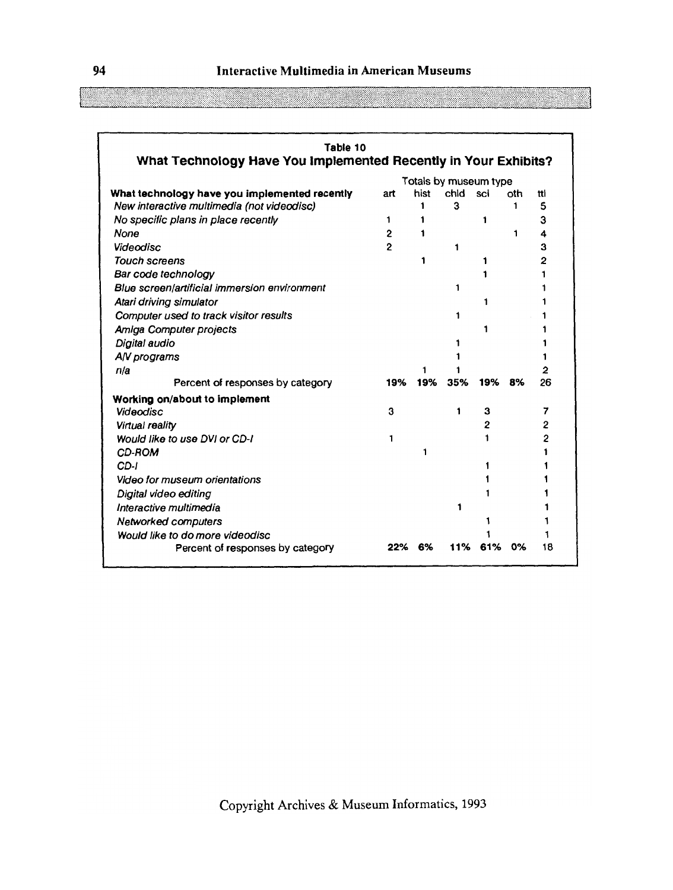**Table 10**

## What Technology Have You Implemented Recently in Your Exhibits?

| What technology have you implemented recently | art | hist | chld | sci | oth | ttl |
|---|---|---|---|---|---|---|
| | Totals by museum type | | | | | |
| *New interactive multimedia (not videodisc)* | | 1 | 3 | | 1 | 5 |
| *No specific plans in place recently* | 1 | 1 | | 1 | | 3 |
| *None* | 2 | 1 | | | 1 | 4 |
| *Videodisc* | 2 | | 1 | | | 3 |
| *Touch screens* | | 1 | | 1 | | 2 |
| *Bar code technology* | | | | 1 | | 1 |
| *Blue screen/artificial immersion environment* | | | 1 | | | 1 |
| *Atari driving simulator* | | | | 1 | | 1 |
| *Computer used to track visitor results* | | | 1 | | | 1 |
| *Amiga Computer projects* | | | | 1 | | 1 |
| *Digital audio* | | | 1 | | | 1 |
| *A/V programs* | | | 1 | | | 1 |
| *n/a* | | 1 | 1 | | | 2 |
| Percent of responses by category | **19%** | **19%** | **35%** | **19%** | **8%** | 26 |
| **Working on/about to implement** | | | | | | |
| *Videodisc* | 3 | | 1 | 3 | | 7 |
| *Virtual reality* | | | | 2 | | 2 |
| *Would like to use DVI or CD-I* | 1 | | | 1 | | 2 |
| *CD-ROM* | | 1 | | | | 1 |
| *CD-I* | | | | 1 | | 1 |
| *Video for museum orientations* | | | | 1 | | 1 |
| *Digital video editing* | | | | 1 | | 1 |
| *Interactive multimedia* | | | 1 | | | 1 |
| *Networked computers* | | | | 1 | | 1 |
| *Would like to do more videodisc* | | | | 1 | | 1 |
| Percent of responses by category | **22%** | **6%** | **11%** | **61%** | **0%** | 18 |

Copyright Archives & Museum Informatics, 1993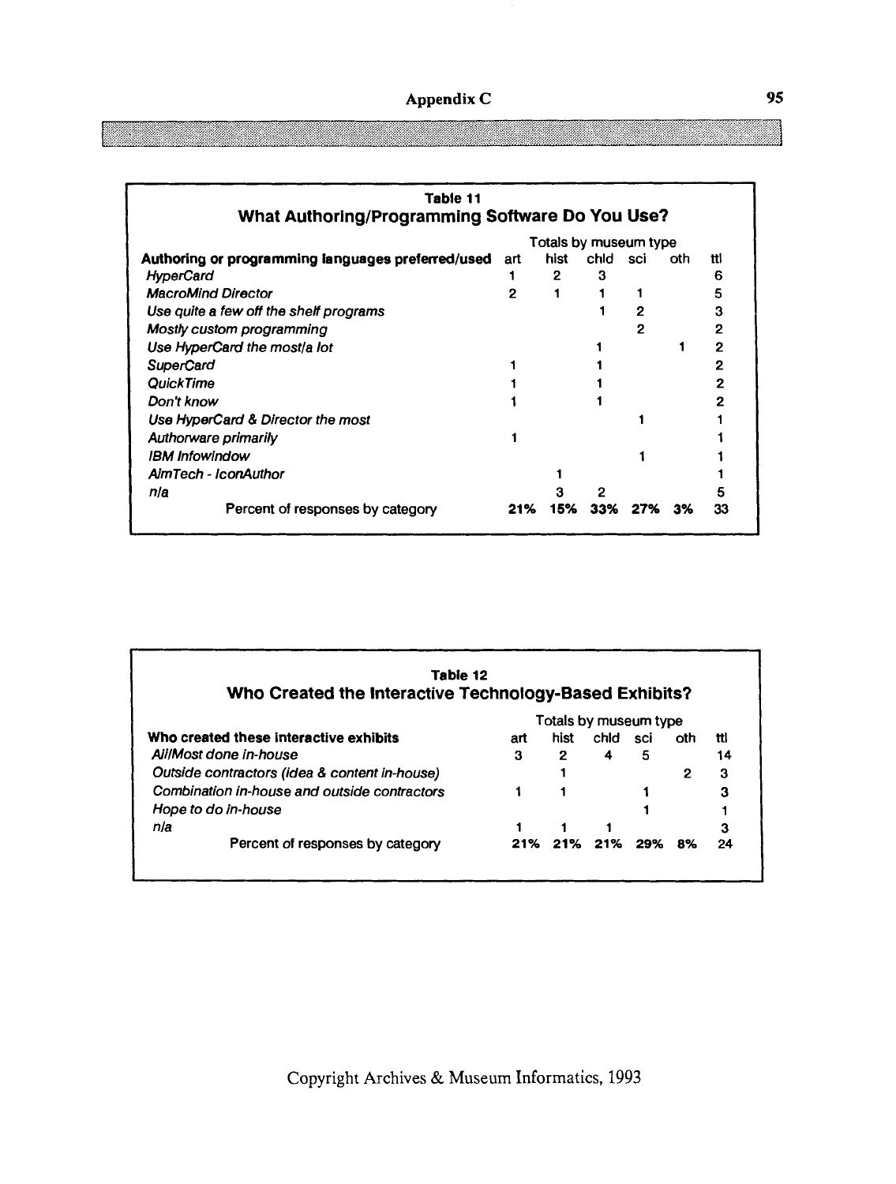**Table 11**

## What Authoring/Programming Software Do You Use?

| | Totals by museum type | | | | | |
|---|---|---|---|---|---|---|
| **Authoring or programming languages preferred/used** | art | hist | chld | sci | oth | ttl |
| *HyperCard* | 1 | 2 | 3 | | | 6 |
| *MacroMind Director* | 2 | 1 | 1 | 1 | | 5 |
| *Use quite a few off the shelf programs* | | | 1 | 2 | | 3 |
| *Mostly custom programming* | | | | 2 | | 2 |
| *Use HyperCard the most/a lot* | | | 1 | | 1 | 2 |
| *SuperCard* | 1 | | 1 | | | 2 |
| *QuickTime* | 1 | | 1 | | | 2 |
| *Don't know* | 1 | | 1 | | | 2 |
| *Use HyperCard & Director the most* | | | | 1 | | 1 |
| *Authorware primarily* | 1 | | | | | 1 |
| *IBM Infowindow* | | | | 1 | | 1 |
| *AimTech - IconAuthor* | | 1 | | | | 1 |
| *n/a* | | 3 | 2 | | | 5 |
| Percent of responses by category | **21%** | **15%** | **33%** | **27%** | **3%** | 33 |

**Table 12**

## Who Created the Interactive Technology-Based Exhibits?

| | Totals by museum type | | | | | |
|---|---|---|---|---|---|---|
| **Who created these interactive exhibits** | art | hist | chld | sci | oth | ttl |
| *All/Most done in-house* | 3 | 2 | 4 | 5 | | 14 |
| *Outside contractors (idea & content in-house)* | | 1 | | | 2 | 3 |
| *Combination in-house and outside contractors* | 1 | 1 | | 1 | | 3 |
| *Hope to do in-house* | | | | 1 | | 1 |
| *n/a* | 1 | 1 | 1 | | | 3 |
| Percent of responses by category | **21%** | **21%** | **21%** | **29%** | **8%** | 24 |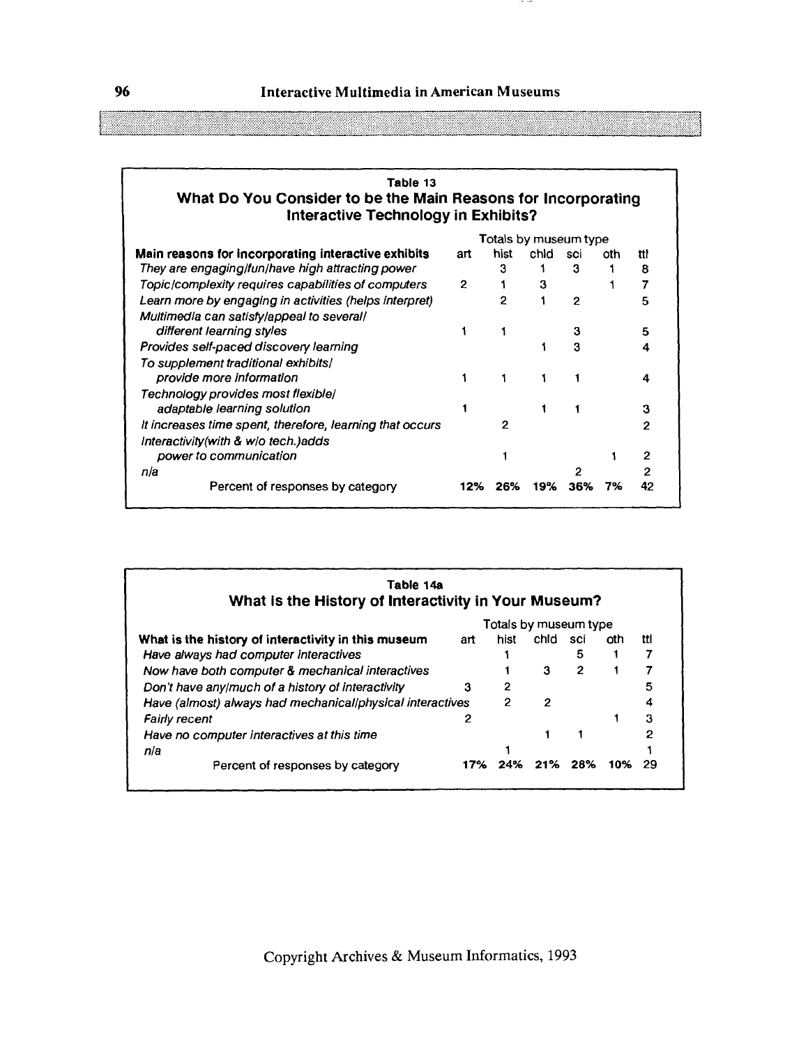**Table 13**

**What Do You Consider to be the Main Reasons for Incorporating Interactive Technology in Exhibits?**

| Main reasons for incorporating interactive exhibits | Totals by museum type | | | | | |
|---|---|---|---|---|---|---|
| | art | hist | chld | sci | oth | ttl |
| *They are engaging/fun/have high attracting power* | | 3 | 1 | 3 | 1 | 8 |
| *Topic/complexity requires capabilities of computers* | 2 | 1 | 3 | | 1 | 7 |
| *Learn more by engaging in activities (helps interpret)* | | 2 | 1 | 2 | | 5 |
| *Multimedia can satisfy/appeal to several/ different learning styles* | 1 | 1 | | 3 | | 5 |
| *Provides self-paced discovery learning* | | | 1 | 3 | | 4 |
| *To supplement traditional exhibits/ provide more information* | 1 | 1 | 1 | 1 | | 4 |
| *Technology provides most flexible/ adaptable learning solution* | 1 | | 1 | 1 | | 3 |
| *It increases time spent, therefore, learning that occurs* | | 2 | | | | 2 |
| *Interactivity(with & w/o tech.)adds power to communication* | | 1 | | | 1 | 2 |
| *n/a* | | | | 2 | | 2 |
| Percent of responses by category | **12%** | **26%** | **19%** | **36%** | **7%** | 42 |

**Table 14a**

**What Is the History of Interactivity in Your Museum?**

| What is the history of interactivity in this museum | Totals by museum type | | | | | |
|---|---|---|---|---|---|---|
| | art | hist | chld | sci | oth | ttl |
| *Have always had computer interactives* | | 1 | | 5 | 1 | 7 |
| *Now have both computer & mechanical interactives* | | 1 | 3 | 2 | 1 | 7 |
| *Don't have any/much of a history of interactivity* | 3 | 2 | | | | 5 |
| *Have (almost) always had mechanical/physical interactives* | | 2 | 2 | | | 4 |
| *Fairly recent* | 2 | | | | 1 | 3 |
| *Have no computer interactives at this time* | | | 1 | 1 | | 2 |
| *n/a* | | 1 | | | | 1 |
| Percent of responses by category | **17%** | **24%** | **21%** | **28%** | **10%** | 29 |

Copyright Archives & Museum Informatics, 1993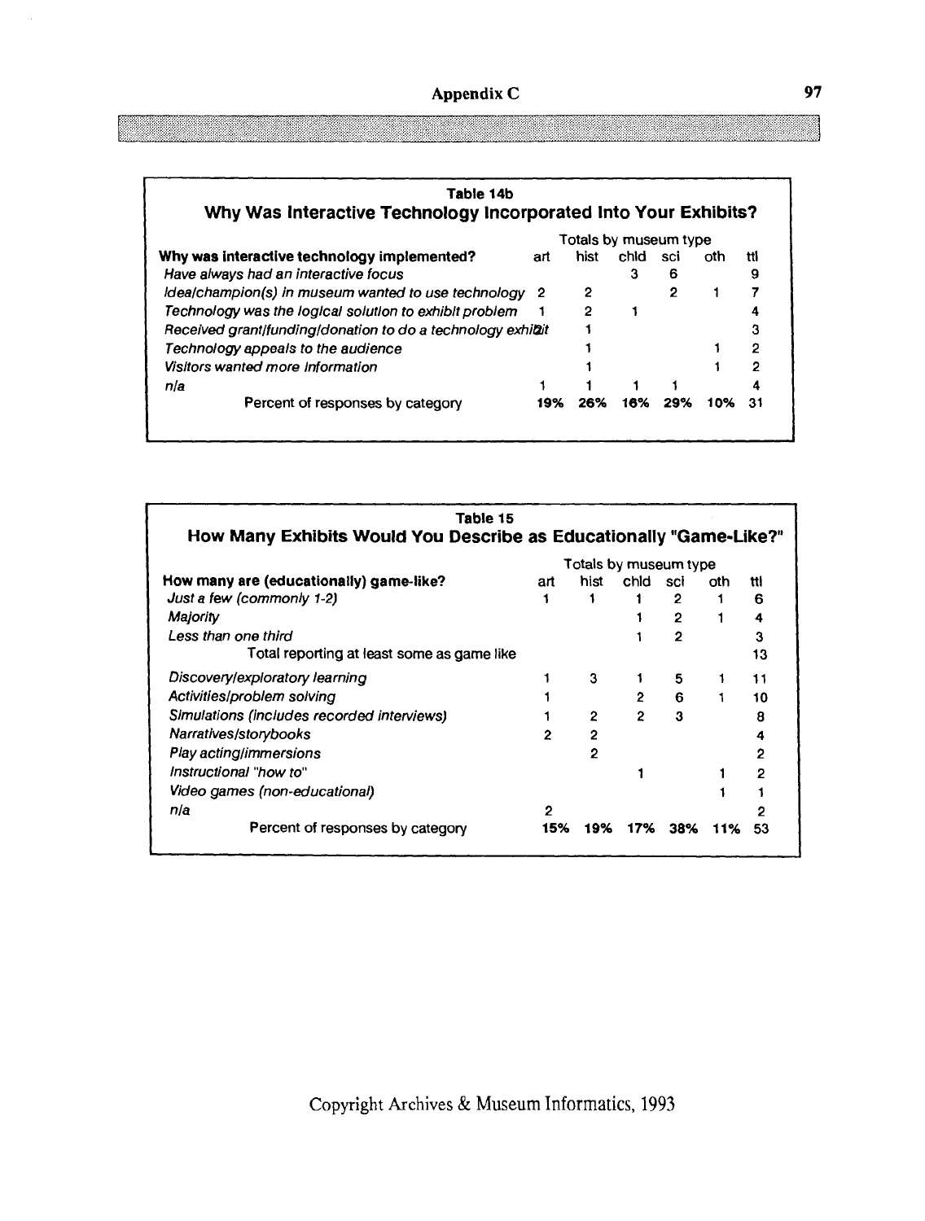**Table 14b**
**Why Was Interactive Technology Incorporated Into Your Exhibits?**

| Why was interactive technology implemented? | Totals by museum type | | | | | |
|---|---|---|---|---|---|---|
| | art | hist | chld | sci | oth | ttl |
| *Have always had an interactive focus* | | | 3 | 6 | | 9 |
| *Idea/champion(s) in museum wanted to use technology* | 2 | 2 | | 2 | 1 | 7 |
| *Technology was the logical solution to exhibit problem* | 1 | 2 | 1 | | | 4 |
| *Received grant/funding/donation to do a technology exhibit* | | 1 | | | | 3 |
| *Technology appeals to the audience* | | 1 | | | 1 | 2 |
| *Visitors wanted more information* | | 1 | | | 1 | 2 |
| *n/a* | 1 | 1 | 1 | 1 | | 4 |
| Percent of responses by category | **19%** | **26%** | **16%** | **29%** | **10%** | **31** |

**Table 15**
**How Many Exhibits Would You Describe as Educationally "Game-Like?"**

| How many are (educationally) game-like? | Totals by museum type | | | | | |
|---|---|---|---|---|---|---|
| | art | hist | chld | sci | oth | ttl |
| *Just a few (commonly 1-2)* | 1 | 1 | 1 | 2 | 1 | 6 |
| *Majority* | | | 1 | 2 | 1 | 4 |
| *Less than one third* | | | 1 | 2 | | 3 |
| Total reporting at least some as game like | | | | | | 13 |
| *Discovery/exploratory learning* | 1 | 3 | 1 | 5 | 1 | 11 |
| *Activities/problem solving* | 1 | | 2 | 6 | 1 | 10 |
| *Simulations (includes recorded interviews)* | 1 | 2 | 2 | 3 | | 8 |
| *Narratives/storybooks* | 2 | 2 | | | | 4 |
| *Play acting/immersions* | | 2 | | | | 2 |
| *Instructional "how to"* | | | 1 | | 1 | 2 |
| *Video games (non-educational)* | | | | | 1 | 1 |
| *n/a* | 2 | | | | | 2 |
| Percent of responses by category | **15%** | **19%** | **17%** | **38%** | **11%** | **53** |

Copyright Archives & Museum Informatics, 1993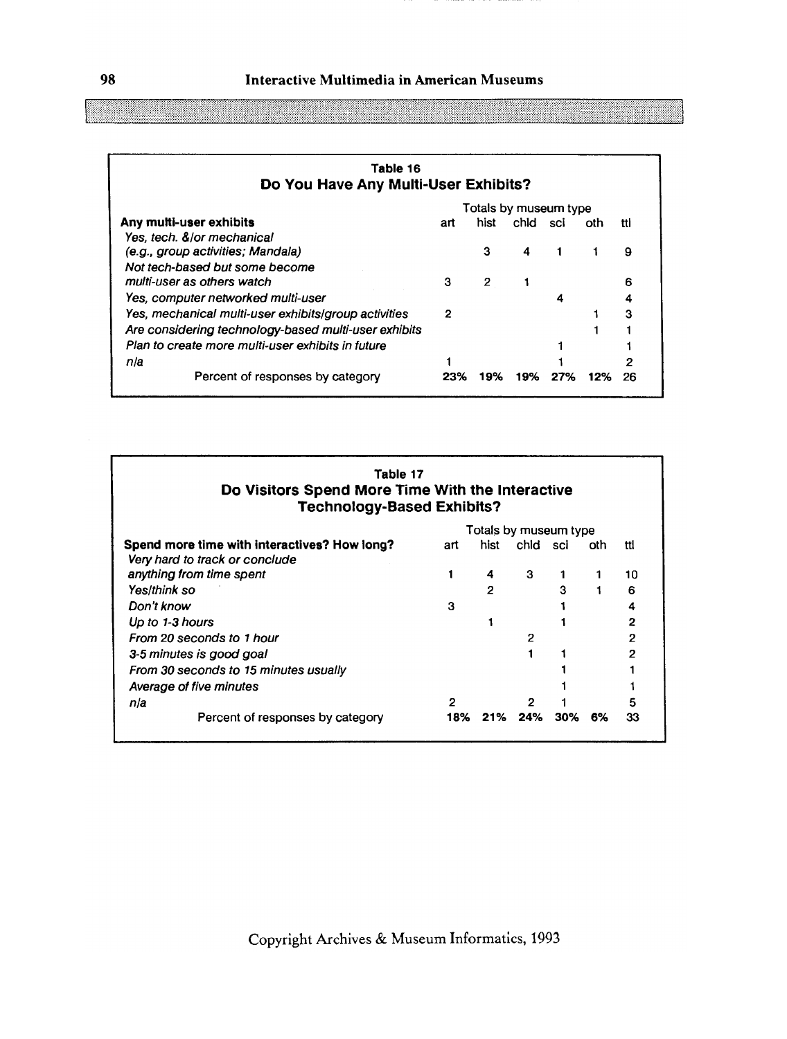### Table 16
### Do You Have Any Multi-User Exhibits?

| Any multi-user exhibits | art | hist | chld | sci | oth | ttl |
|---|---|---|---|---|---|---|
| | Totals by museum type | | | | | |
| *Yes, tech. &/or mechanical (e.g., group activities; Mandala)* | | 3 | 4 | 1 | 1 | 9 |
| *Not tech-based but some become multi-user as others watch* | 3 | 2 | 1 | | | 6 |
| *Yes, computer networked multi-user* | | | | 4 | | 4 |
| *Yes, mechanical multi-user exhibits/group activities* | 2 | | | | 1 | 3 |
| *Are considering technology-based multi-user exhibits* | | | | | 1 | 1 |
| *Plan to create more multi-user exhibits in future* | | | | 1 | | 1 |
| *n/a* | 1 | | | 1 | | 2 |
| Percent of responses by category | 23% | 19% | 19% | 27% | 12% | 26 |

### Table 17
### Do Visitors Spend More Time With the Interactive Technology-Based Exhibits?

| Spend more time with interactives? How long? | art | hist | chld | sci | oth | ttl |
|---|---|---|---|---|---|---|
| | Totals by museum type | | | | | |
| *Very hard to track or conclude anything from time spent* | 1 | 4 | 3 | 1 | 1 | 10 |
| *Yes/think so* | | 2 | | 3 | 1 | 6 |
| *Don't know* | 3 | | | 1 | | 4 |
| *Up to 1-3 hours* | | 1 | | 1 | | 2 |
| *From 20 seconds to 1 hour* | | | 2 | | | 2 |
| *3-5 minutes is good goal* | | | 1 | 1 | | 2 |
| *From 30 seconds to 15 minutes usually* | | | | 1 | | 1 |
| *Average of five minutes* | | | | 1 | | 1 |
| *n/a* | 2 | | 2 | 1 | | 5 |
| Percent of responses by category | 18% | 21% | 24% | 30% | 6% | 33 |

Copyright Archives & Museum Informatics, 1993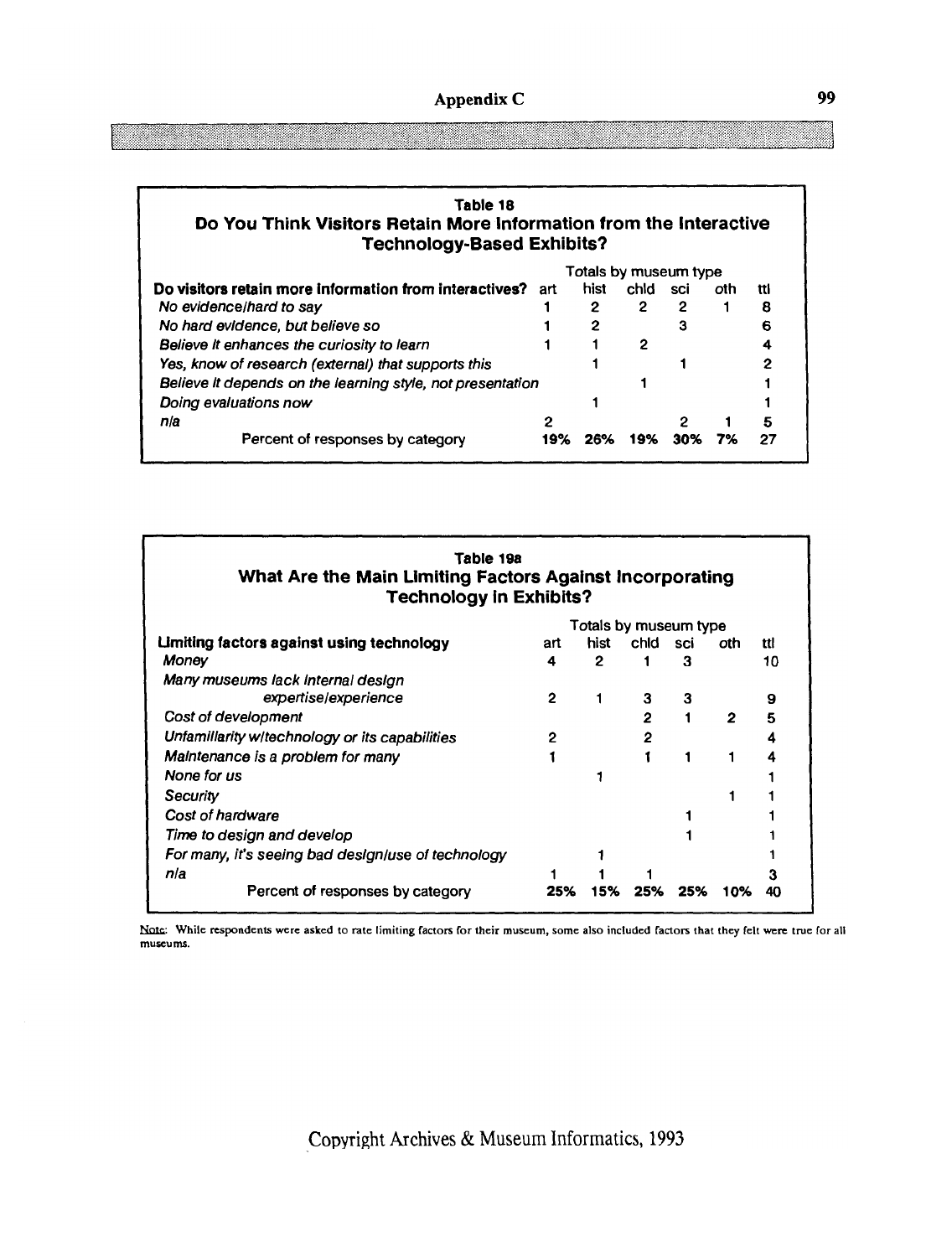## Table 18
## Do You Think Visitors Retain More Information from the Interactive Technology-Based Exhibits?

| Do visitors retain more information from interactives? | art | hist | chld | sci | oth | ttl |
|---|---|---|---|---|---|---|
| | Totals by museum type | | | | | |
| *No evidence/hard to say* | 1 | 2 | 2 | 2 | 1 | 8 |
| *No hard evidence, but believe so* | 1 | 2 | | 3 | | 6 |
| *Believe it enhances the curiosity to learn* | 1 | 1 | 2 | | | 4 |
| *Yes, know of research (external) that supports this* | | 1 | | 1 | | 2 |
| *Believe it depends on the learning style, not presentation* | | | 1 | | | 1 |
| *Doing evaluations now* | | 1 | | | | 1 |
| *n/a* | 2 | | | 2 | 1 | 5 |
| Percent of responses by category | **19%** | **26%** | **19%** | **30%** | **7%** | **27** |

## Table 19a
## What Are the Main Limiting Factors Against Incorporating Technology in Exhibits?

| Limiting factors against using technology | art | hist | chld | sci | oth | ttl |
|---|---|---|---|---|---|---|
| | Totals by museum type | | | | | |
| *Money* | 4 | 2 | 1 | 3 | | 10 |
| *Many museums lack internal design expertise/experience* | 2 | 1 | 3 | 3 | | 9 |
| *Cost of development* | | | 2 | 1 | 2 | 5 |
| *Unfamiliarity w/technology or its capabilities* | 2 | | 2 | | | 4 |
| *Maintenance is a problem for many* | 1 | | 1 | 1 | 1 | 4 |
| *None for us* | | 1 | | | | 1 |
| *Security* | | | | | 1 | 1 |
| *Cost of hardware* | | | | 1 | | 1 |
| *Time to design and develop* | | | | 1 | | 1 |
| *For many, it's seeing bad design/use of technology* | | 1 | | | | 1 |
| *n/a* | 1 | 1 | 1 | | | 3 |
| Percent of responses by category | **25%** | **15%** | **25%** | **25%** | **10%** | 40 |

Note: While respondents were asked to rate limiting factors for their museum, some also included factors that they felt were true for all museums.

Copyright Archives & Museum Informatics, 1993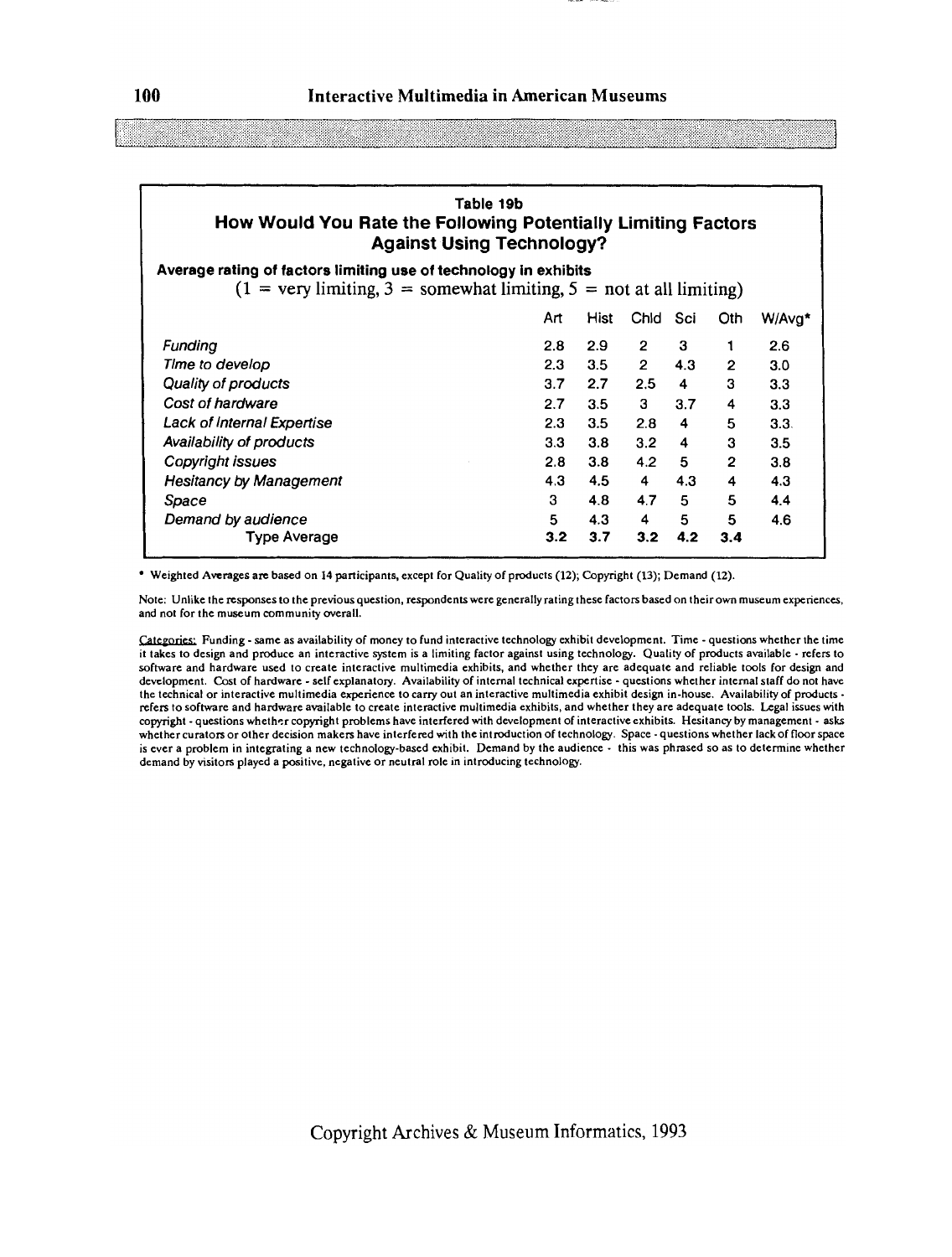## Table 19b

### How Would You Rate the Following Potentially Limiting Factors Against Using Technology?

**Average rating of factors limiting use of technology in exhibits**

(1 = very limiting, 3 = somewhat limiting, 5 = not at all limiting)

| | Art | Hist | Chld | Sci | Oth | W/Avg* |
|---|---|---|---|---|---|---|
| *Funding* | 2.8 | 2.9 | 2 | 3 | 1 | 2.6 |
| *Time to develop* | 2.3 | 3.5 | 2 | 4.3 | 2 | 3.0 |
| *Quality of products* | 3.7 | 2.7 | 2.5 | 4 | 3 | 3.3 |
| *Cost of hardware* | 2.7 | 3.5 | 3 | 3.7 | 4 | 3.3 |
| *Lack of Internal Expertise* | 2.3 | 3.5 | 2.8 | 4 | 5 | 3.3 |
| *Availability of products* | 3.3 | 3.8 | 3.2 | 4 | 3 | 3.5 |
| *Copyright issues* | 2.8 | 3.8 | 4.2 | 5 | 2 | 3.8 |
| *Hesitancy by Management* | 4.3 | 4.5 | 4 | 4.3 | 4 | 4.3 |
| *Space* | 3 | 4.8 | 4.7 | 5 | 5 | 4.4 |
| *Demand by audience* | 5 | 4.3 | 4 | 5 | 5 | 4.6 |
| Type Average | **3.2** | **3.7** | **3.2** | **4.2** | **3.4** | |

* Weighted Averages are based on 14 participants, except for Quality of products (12); Copyright (13); Demand (12).

Note: Unlike the responses to the previous question, respondents were generally rating these factors based on their own museum experiences, and not for the museum community overall.

Categories: Funding - same as availability of money to fund interactive technology exhibit development. Time - questions whether the time it takes to design and produce an interactive system is a limiting factor against using technology. Quality of products available - refers to software and hardware used to create interactive multimedia exhibits, and whether they are adequate and reliable tools for design and development. Cost of hardware - self explanatory. Availability of internal technical expertise - questions whether internal staff do not have the technical or interactive multimedia experience to carry out an interactive multimedia exhibit design in-house. Availability of products - refers to software and hardware available to create interactive multimedia exhibits, and whether they are adequate tools. Legal issues with copyright - questions whether copyright problems have interfered with development of interactive exhibits. Hesitancy by management - asks whether curators or other decision makers have interfered with the introduction of technology. Space - questions whether lack of floor space is ever a problem in integrating a new technology-based exhibit. Demand by the audience - this was phrased so as to determine whether demand by visitors played a positive, negative or neutral role in introducing technology.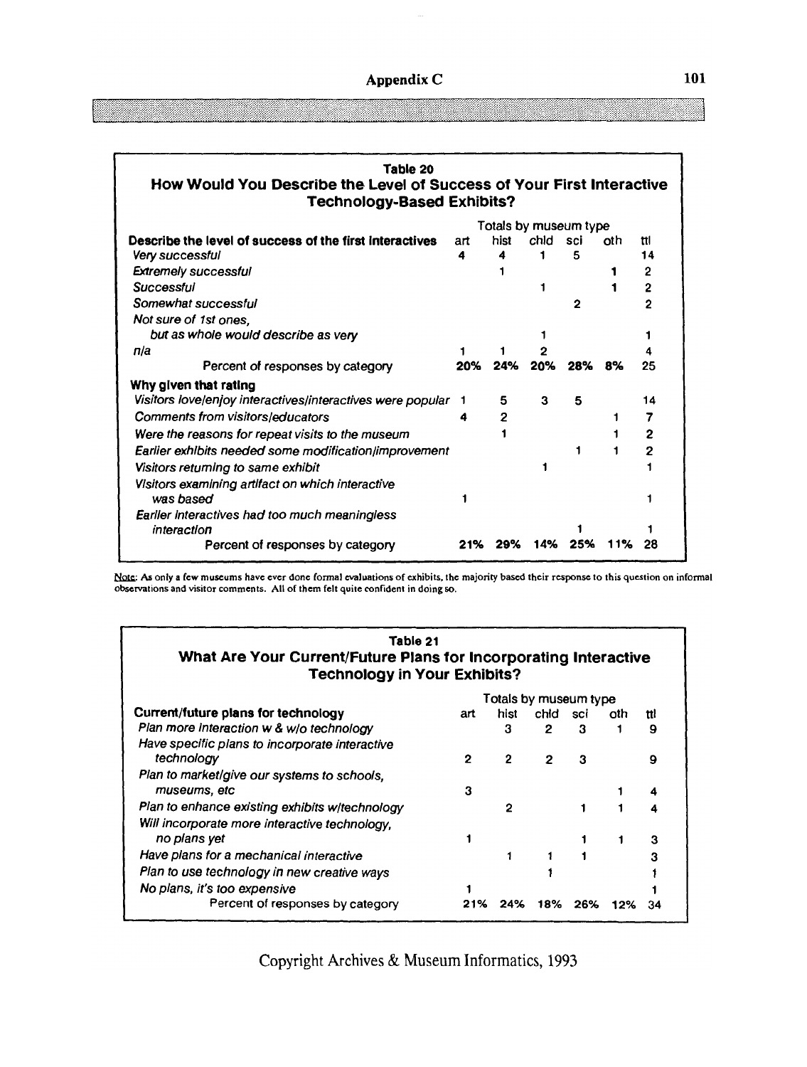## Table 20

### How Would You Describe the Level of Success of Your First Interactive Technology-Based Exhibits?

| Describe the level of success of the first interactives | Totals by museum type<br>art | hist | chld | sci | oth | ttl |
|---|---|---|---|---|---|---|
| *Very successful* | 4 | 4 | 1 | 5 | | 14 |
| *Extremely successful* | | 1 | | | 1 | 2 |
| *Successful* | | | 1 | | 1 | 2 |
| *Somewhat successful* | | | | 2 | | 2 |
| *Not sure of 1st ones, but as whole would describe as very* | | | 1 | | | 1 |
| *n/a* | 1 | 1 | 2 | | | 4 |
| Percent of responses by category | 20% | 24% | 20% | 28% | 8% | 25 |
| **Why given that rating** | | | | | | |
| *Visitors love/enjoy interactives/interactives were popular* | 1 | 5 | 3 | 5 | | 14 |
| *Comments from visitors/educators* | 4 | 2 | | | 1 | 7 |
| *Were the reasons for repeat visits to the museum* | | 1 | | | 1 | 2 |
| *Earlier exhibits needed some modification/improvement* | | | | 1 | 1 | 2 |
| *Visitors returning to same exhibit* | | | 1 | | | 1 |
| *Visitors examining artifact on which interactive was based* | 1 | | | | | 1 |
| *Earlier interactives had too much meaningless interaction* | | | | 1 | | 1 |
| Percent of responses by category | 21% | 29% | 14% | 25% | 11% | 28 |

Note: As only a few museums have ever done formal evaluations of exhibits, the majority based their response to this question on informal observations and visitor comments. All of them felt quite confident in doing so.

## Table 21

### What Are Your Current/Future Plans for Incorporating Interactive Technology in Your Exhibits?

| Current/future plans for technology | Totals by museum type<br>art | hist | chld | sci | oth | ttl |
|---|---|---|---|---|---|---|
| *Plan more interaction w & w/o technology* | | 3 | 2 | 3 | 1 | 9 |
| *Have specific plans to incorporate interactive technology* | 2 | 2 | 2 | 3 | | 9 |
| *Plan to market/give our systems to schools, museums, etc* | 3 | | | | 1 | 4 |
| *Plan to enhance existing exhibits w/technology* | | 2 | | 1 | 1 | 4 |
| *Will incorporate more interactive technology, no plans yet* | 1 | | | 1 | 1 | 3 |
| *Have plans for a mechanical interactive* | | 1 | 1 | 1 | | 3 |
| *Plan to use technology in new creative ways* | | | 1 | | | 1 |
| *No plans, it's too expensive* | 1 | | | | | 1 |
| Percent of responses by category | 21% | 24% | 18% | 26% | 12% | 34 |

Copyright Archives & Museum Informatics, 1993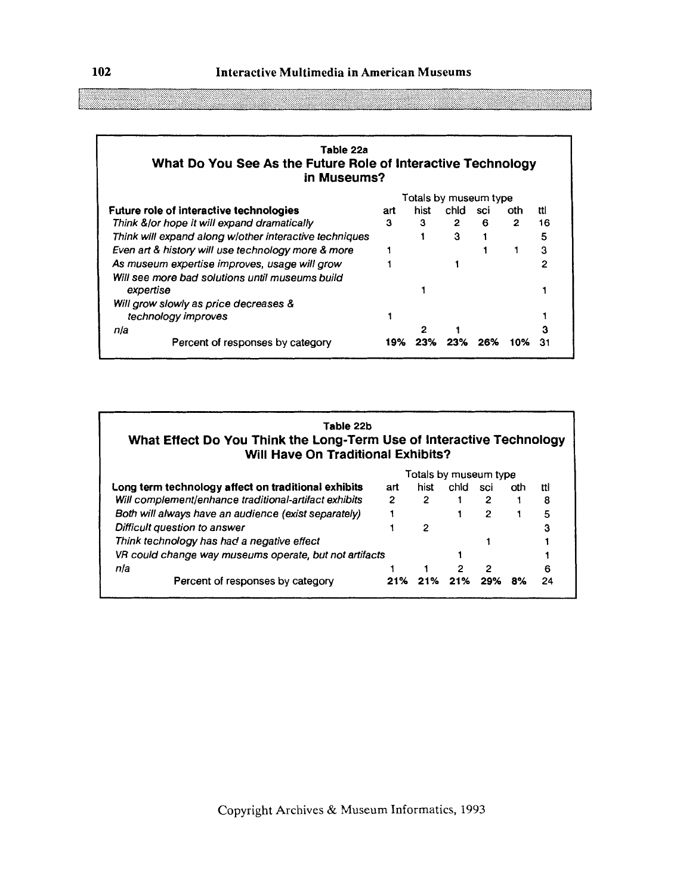**Table 22a**
**What Do You See As the Future Role of Interactive Technology in Museums?**

| Future role of interactive technologies | Totals by museum type | | | | | |
|---|---|---|---|---|---|---|
| | art | hist | chld | sci | oth | ttl |
| *Think &/or hope it will expand dramatically* | 3 | 3 | 2 | 6 | 2 | 16 |
| *Think will expand along w/other interactive techniques* | | 1 | 3 | 1 | | 5 |
| *Even art & history will use technology more & more* | 1 | | | 1 | 1 | 3 |
| *As museum expertise improves, usage will grow* | 1 | | 1 | | | 2 |
| *Will see more bad solutions until museums build expertise* | | 1 | | | | 1 |
| *Will grow slowly as price decreases & technology improves* | 1 | | | | | 1 |
| *n/a* | | 2 | 1 | | | 3 |
| Percent of responses by category | **19%** | **23%** | **23%** | **26%** | **10%** | **31** |

**Table 22b**
**What Effect Do You Think the Long-Term Use of Interactive Technology Will Have On Traditional Exhibits?**

| Long term technology affect on traditional exhibits | Totals by museum type | | | | | |
|---|---|---|---|---|---|---|
| | art | hist | chld | sci | oth | ttl |
| *Will complement/enhance traditional-artifact exhibits* | 2 | 2 | 1 | 2 | 1 | 8 |
| *Both will always have an audience (exist separately)* | 1 | | 1 | 2 | 1 | 5 |
| *Difficult question to answer* | 1 | 2 | | | | 3 |
| *Think technology has had a negative effect* | | | | 1 | | 1 |
| *VR could change way museums operate, but not artifacts* | | | 1 | | | 1 |
| *n/a* | 1 | 1 | 2 | 2 | | 6 |
| Percent of responses by category | **21%** | **21%** | **21%** | **29%** | **8%** | **24** |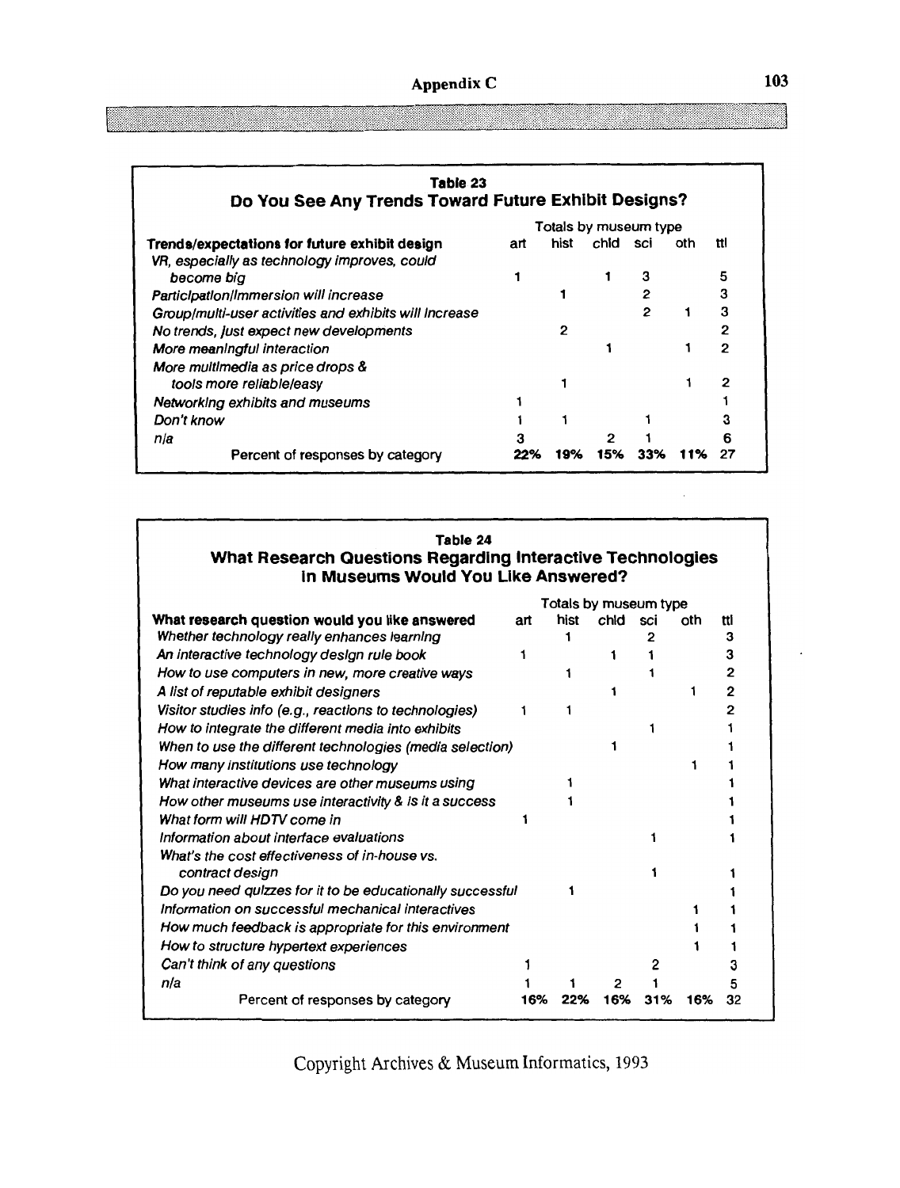**Table 23**

## Do You See Any Trends Toward Future Exhibit Designs?

| | Totals by museum type | | | | | |
|---|---|---|---|---|---|---|
| **Trends/expectations for future exhibit design** | art | hist | chld | sci | oth | ttl |
| *VR, especially as technology improves, could become big* | 1 | | 1 | 3 | | 5 |
| *Participation/immersion will increase* | | 1 | | 2 | | 3 |
| *Group/multi-user activities and exhibits will increase* | | | | 2 | 1 | 3 |
| *No trends, just expect new developments* | | 2 | | | | 2 |
| *More meaningful interaction* | | | 1 | | 1 | 2 |
| *More multimedia as price drops & tools more reliable/easy* | | 1 | | | 1 | 2 |
| *Networking exhibits and museums* | 1 | | | | | 1 |
| *Don't know* | 1 | 1 | | 1 | | 3 |
| *n/a* | 3 | | 2 | 1 | | 6 |
| Percent of responses by category | **22%** | **19%** | **15%** | **33%** | **11%** | 27 |

**Table 24**

## What Research Questions Regarding Interactive Technologies in Museums Would You Like Answered?

| | Totals by museum type | | | | | |
|---|---|---|---|---|---|---|
| **What research question would you like answered** | art | hist | chld | sci | oth | ttl |
| *Whether technology really enhances learning* | | 1 | | 2 | | 3 |
| *An interactive technology design rule book* | 1 | | 1 | 1 | | 3 |
| *How to use computers in new, more creative ways* | | 1 | | 1 | | 2 |
| *A list of reputable exhibit designers* | | | 1 | | 1 | 2 |
| *Visitor studies info (e.g., reactions to technologies)* | 1 | 1 | | | | 2 |
| *How to integrate the different media into exhibits* | | | | 1 | | 1 |
| *When to use the different technologies (media selection)* | | | 1 | | | 1 |
| *How many institutions use technology* | | | | | 1 | 1 |
| *What interactive devices are other museums using* | | 1 | | | | 1 |
| *How other museums use interactivity & is it a success* | | 1 | | | | 1 |
| *What form will HDTV come in* | 1 | | | | | 1 |
| *Information about interface evaluations* | | | | 1 | | 1 |
| *What's the cost effectiveness of in-house vs. contract design* | | | | 1 | | 1 |
| *Do you need quizzes for it to be educationally successful* | | 1 | | | | 1 |
| *Information on successful mechanical interactives* | | | | | 1 | 1 |
| *How much feedback is appropriate for this environment* | | | | | 1 | 1 |
| *How to structure hypertext experiences* | | | | | 1 | 1 |
| *Can't think of any questions* | 1 | | | 2 | | 3 |
| *n/a* | 1 | 1 | 2 | 1 | | 5 |
| Percent of responses by category | **16%** | **22%** | **16%** | **31%** | **16%** | 32 |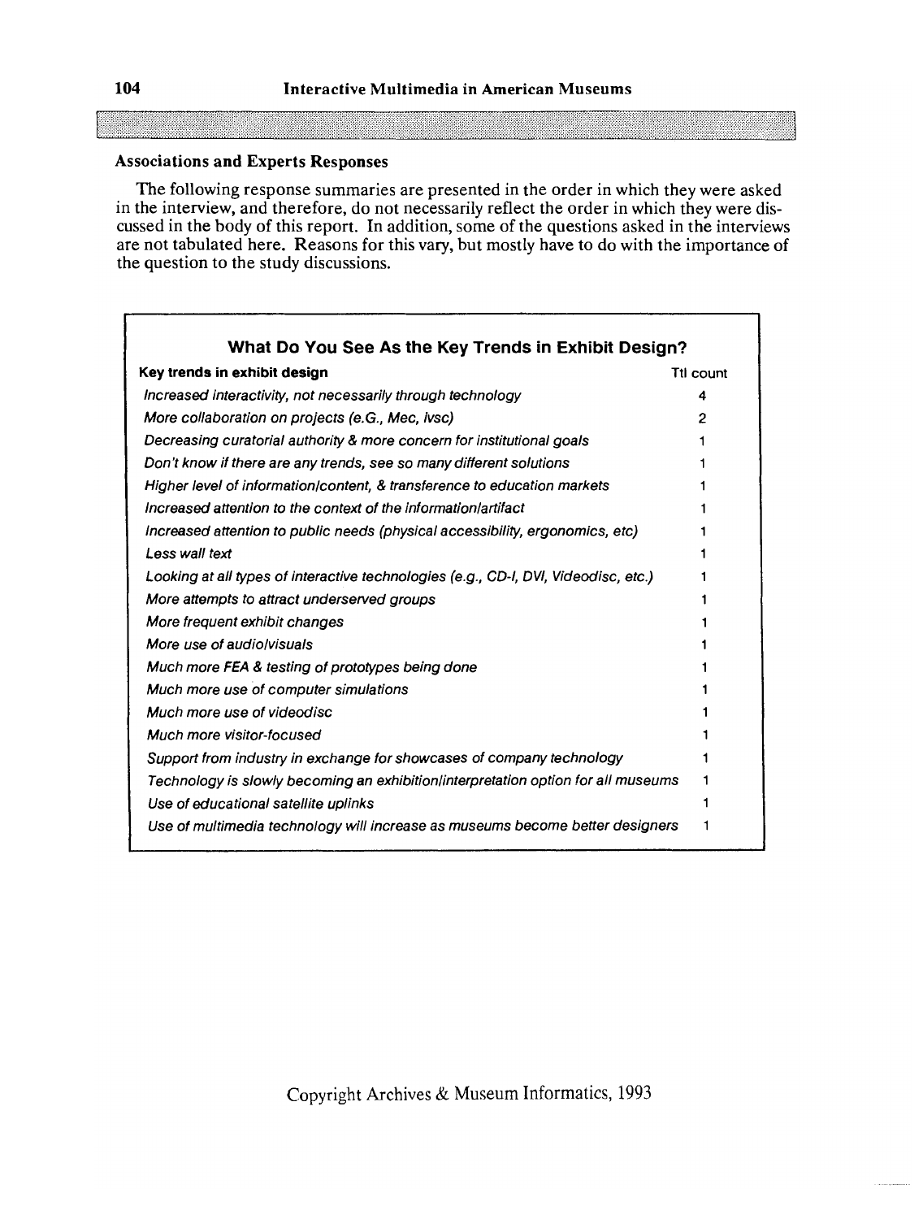### Associations and Experts Responses

The following response summaries are presented in the order in which they were asked in the interview, and therefore, do not necessarily reflect the order in which they were discussed in the body of this report. In addition, some of the questions asked in the interviews are not tabulated here. Reasons for this vary, but mostly have to do with the importance of the question to the study discussions.

#### What Do You See As the Key Trends in Exhibit Design?

| Key trends in exhibit design | Ttl count |
|---|---|
| *Increased interactivity, not necessarily through technology* | 4 |
| *More collaboration on projects (e.G., Mec, ivsc)* | 2 |
| *Decreasing curatorial authority & more concern for institutional goals* | 1 |
| *Don't know if there are any trends, see so many different solutions* | 1 |
| *Higher level of information/content, & transference to education markets* | 1 |
| *Increased attention to the context of the information/artifact* | 1 |
| *Increased attention to public needs (physical accessibility, ergonomics, etc)* | 1 |
| *Less wall text* | 1 |
| *Looking at all types of interactive technologies (e.g., CD-I, DVI, Videodisc, etc.)* | 1 |
| *More attempts to attract underserved groups* | 1 |
| *More frequent exhibit changes* | 1 |
| *More use of audio/visuals* | 1 |
| *Much more FEA & testing of prototypes being done* | 1 |
| *Much more use of computer simulations* | 1 |
| *Much more use of videodisc* | 1 |
| *Much more visitor-focused* | 1 |
| *Support from industry in exchange for showcases of company technology* | 1 |
| *Technology is slowly becoming an exhibition/interpretation option for all museums* | 1 |
| *Use of educational satellite uplinks* | 1 |
| *Use of multimedia technology will increase as museums become better designers* | 1 |

Copyright Archives & Museum Informatics, 1993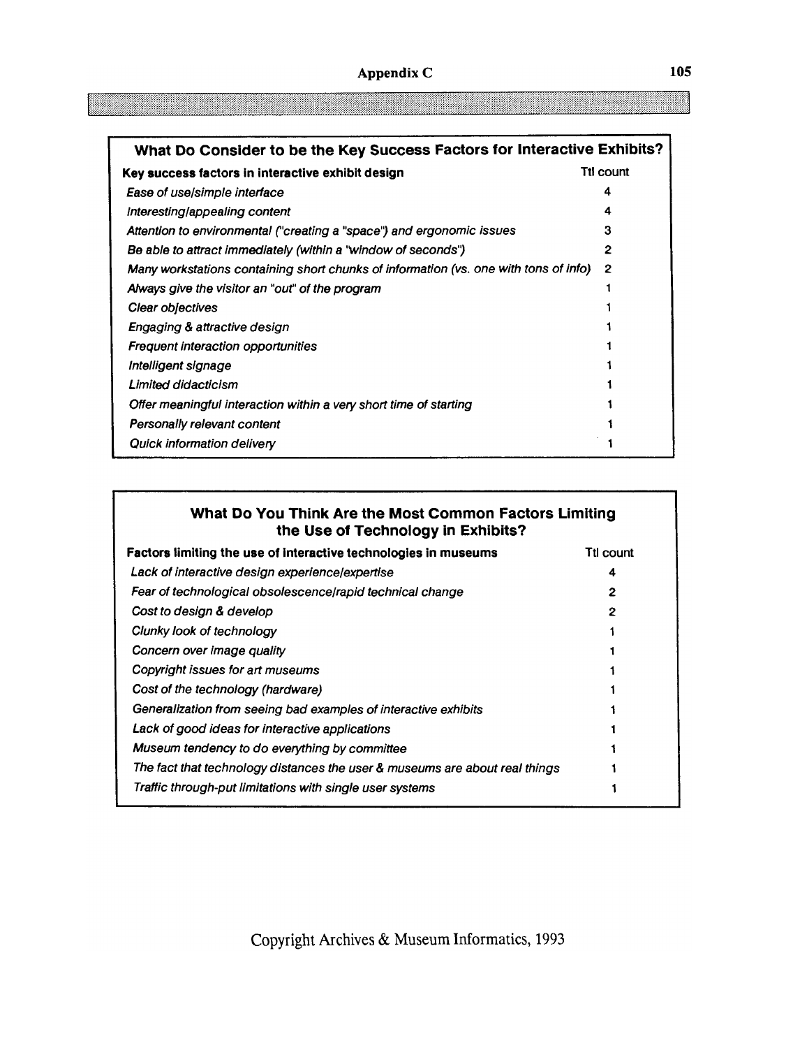## Appendix C

### What Do Consider to be the Key Success Factors for Interactive Exhibits?

| Key success factors in interactive exhibit design | Ttl count |
|---|---|
| *Ease of use/simple interface* | 4 |
| *Interesting/appealing content* | 4 |
| *Attention to environmental ("creating a "space") and ergonomic issues* | 3 |
| *Be able to attract immediately (within a "window of seconds")* | 2 |
| *Many workstations containing short chunks of information (vs. one with tons of info)* | 2 |
| *Always give the visitor an "out" of the program* | 1 |
| *Clear objectives* | 1 |
| *Engaging & attractive design* | 1 |
| *Frequent interaction opportunities* | 1 |
| *Intelligent signage* | 1 |
| *Limited didacticism* | 1 |
| *Offer meaningful interaction within a very short time of starting* | 1 |
| *Personally relevant content* | 1 |
| *Quick information delivery* | 1 |

### What Do You Think Are the Most Common Factors Limiting the Use of Technology in Exhibits?

| Factors limiting the use of interactive technologies in museums | Ttl count |
|---|---|
| *Lack of interactive design experience/expertise* | 4 |
| *Fear of technological obsolescence/rapid technical change* | 2 |
| *Cost to design & develop* | 2 |
| *Clunky look of technology* | 1 |
| *Concern over image quality* | 1 |
| *Copyright issues for art museums* | 1 |
| *Cost of the technology (hardware)* | 1 |
| *Generalization from seeing bad examples of interactive exhibits* | 1 |
| *Lack of good ideas for interactive applications* | 1 |
| *Museum tendency to do everything by committee* | 1 |
| *The fact that technology distances the user & museums are about real things* | 1 |
| *Traffic through-put limitations with single user systems* | 1 |

Copyright Archives & Museum Informatics, 1993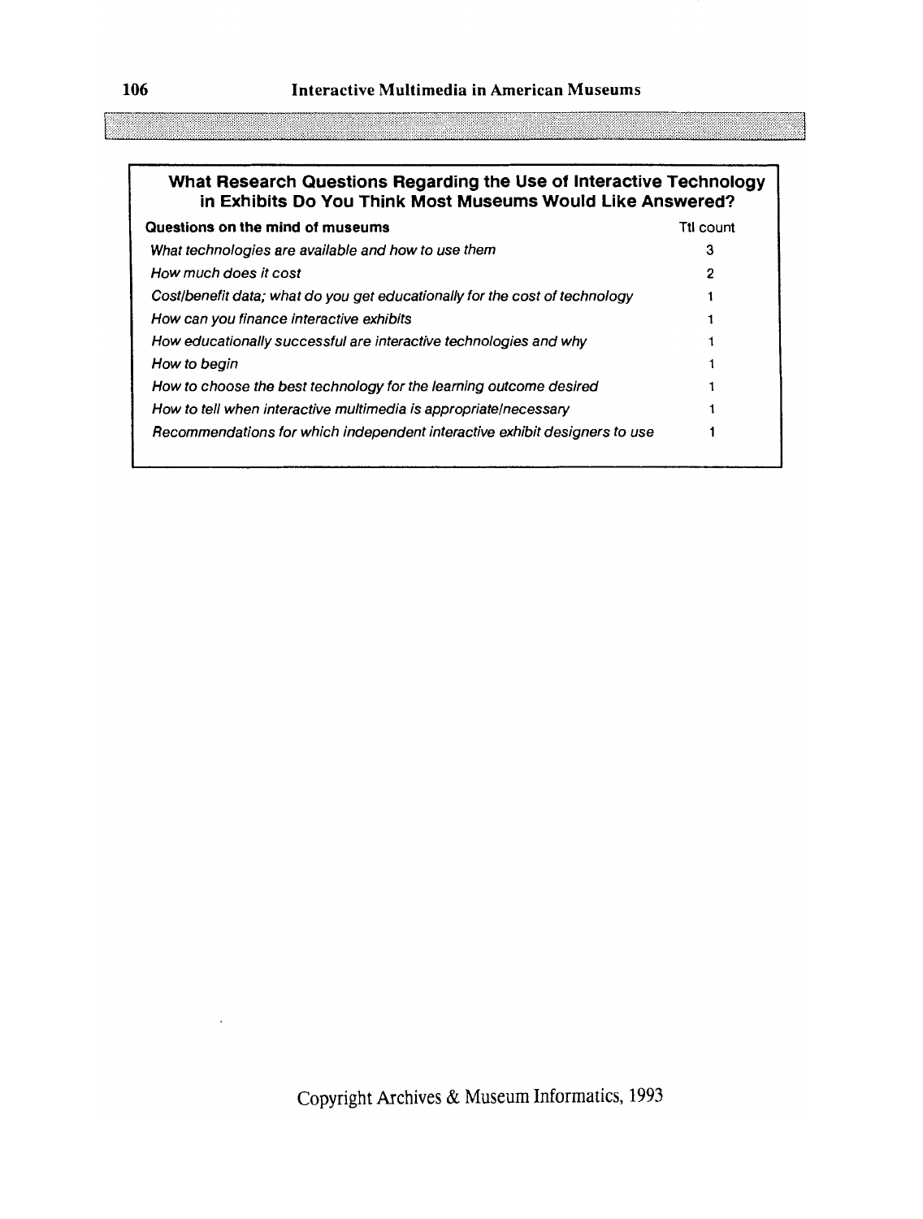## What Research Questions Regarding the Use of Interactive Technology in Exhibits Do You Think Most Museums Would Like Answered?

| Questions on the mind of museums | Ttl count |
| --- | --- |
| *What technologies are available and how to use them* | 3 |
| *How much does it cost* | 2 |
| *Cost/benefit data; what do you get educationally for the cost of technology* | 1 |
| *How can you finance interactive exhibits* | 1 |
| *How educationally successful are interactive technologies and why* | 1 |
| *How to begin* | 1 |
| *How to choose the best technology for the learning outcome desired* | 1 |
| *How to tell when interactive multimedia is appropriate/necessary* | 1 |
| *Recommendations for which independent interactive exhibit designers to use* | 1 |

Copyright Archives & Museum Informatics, 1993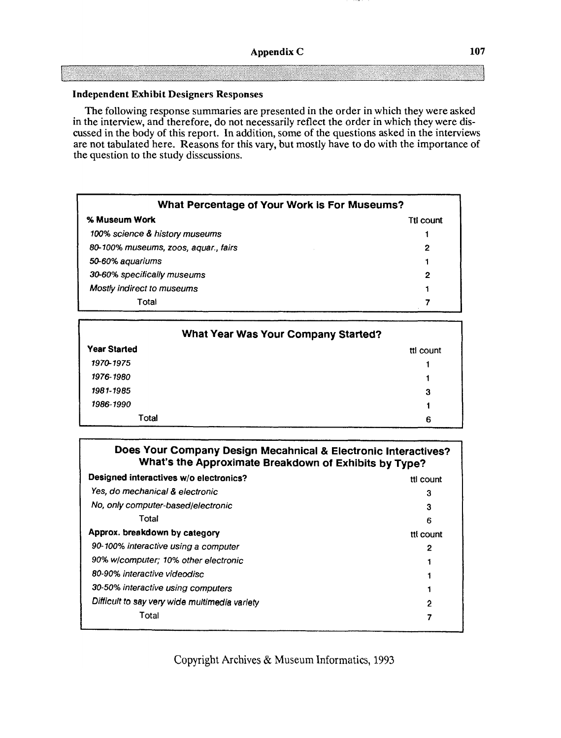## Independent Exhibit Designers Responses

The following response summaries are presented in the order in which they were asked in the interview, and therefore, do not necessarily reflect the order in which they were discussed in the body of this report. In addition, some of the questions asked in the interviews are not tabulated here. Reasons for this vary, but mostly have to do with the importance of the question to the study disscussions.

**What Percentage of Your Work is For Museums?**

| % Museum Work | Ttl count |
|---|---|
| *100% science & history museums* | 1 |
| *80-100% museums, zoos, aquar., fairs* | 2 |
| *50-60% aquariums* | 1 |
| *30-60% specifically museums* | 2 |
| *Mostly indirect to museums* | 1 |
| Total | 7 |

**What Year Was Your Company Started?**

| Year Started | ttl count |
|---|---|
| *1970-1975* | 1 |
| *1976-1980* | 1 |
| *1981-1985* | 3 |
| *1986-1990* | 1 |
| Total | 6 |

**Does Your Company Design Mecahnical & Electronic Interactives? What's the Approximate Breakdown of Exhibits by Type?**

| Designed interactives w/o electronics? | ttl count |
|---|---|
| *Yes, do mechanical & electronic* | 3 |
| *No, only computer-based/electronic* | 3 |
| Total | 6 |
| **Approx. breakdown by category** | **ttl count** |
| *90-100% interactive using a computer* | 2 |
| *90% w/computer; 10% other electronic* | 1 |
| *80-90% interactive videodisc* | 1 |
| *30-50% interactive using computers* | 1 |
| *Difficult to say very wide multimedia variety* | 2 |
| Total | 7 |

Copyright Archives & Museum Informatics, 1993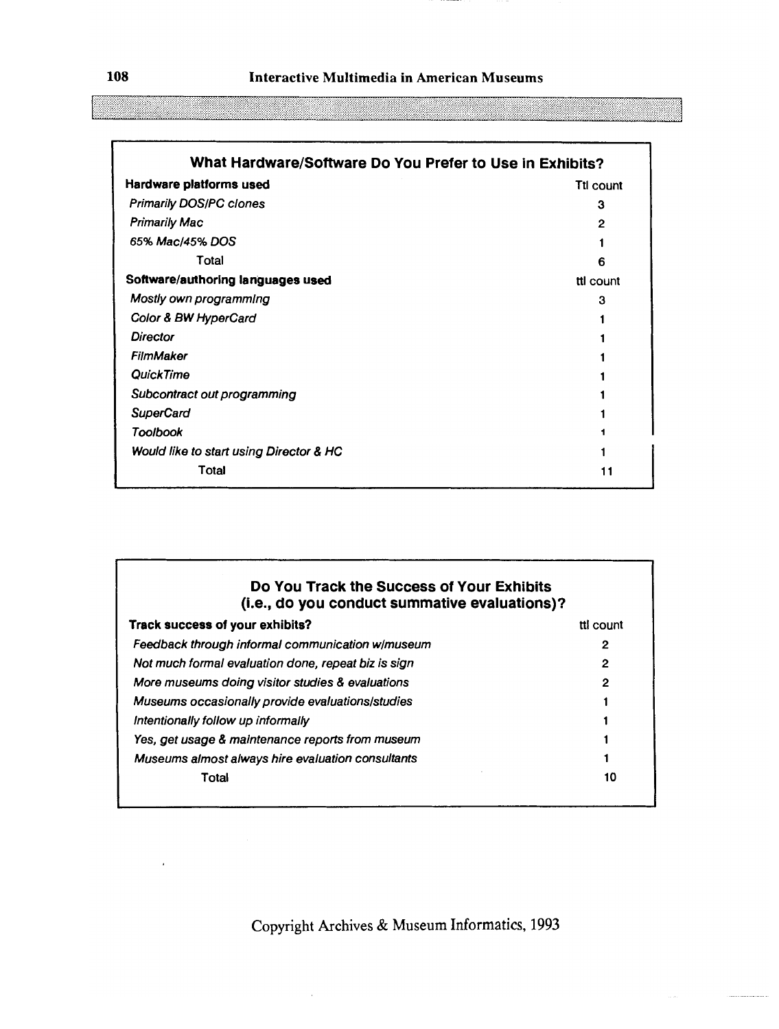## What Hardware/Software Do You Prefer to Use in Exhibits?

| **Hardware platforms used** | Ttl count |
|---|---|
| *Primarily DOS/PC clones* | 3 |
| *Primarily Mac* | 2 |
| *65% Mac/45% DOS* | 1 |
| Total | 6 |
| **Software/authoring languages used** | ttl count |
| *Mostly own programming* | 3 |
| *Color & BW HyperCard* | 1 |
| *Director* | 1 |
| *FilmMaker* | 1 |
| *QuickTime* | 1 |
| *Subcontract out programming* | 1 |
| *SuperCard* | 1 |
| *Toolbook* | 1 |
| *Would like to start using Director & HC* | 1 |
| Total | 11 |

## Do You Track the Success of Your Exhibits (i.e., do you conduct summative evaluations)?

| **Track success of your exhibits?** | ttl count |
|---|---|
| *Feedback through informal communication w/museum* | 2 |
| *Not much formal evaluation done, repeat biz is sign* | 2 |
| *More museums doing visitor studies & evaluations* | 2 |
| *Museums occasionally provide evaluations/studies* | 1 |
| *Intentionally follow up informally* | 1 |
| *Yes, get usage & maintenance reports from museum* | 1 |
| *Museums almost always hire evaluation consultants* | 1 |
| Total | 10 |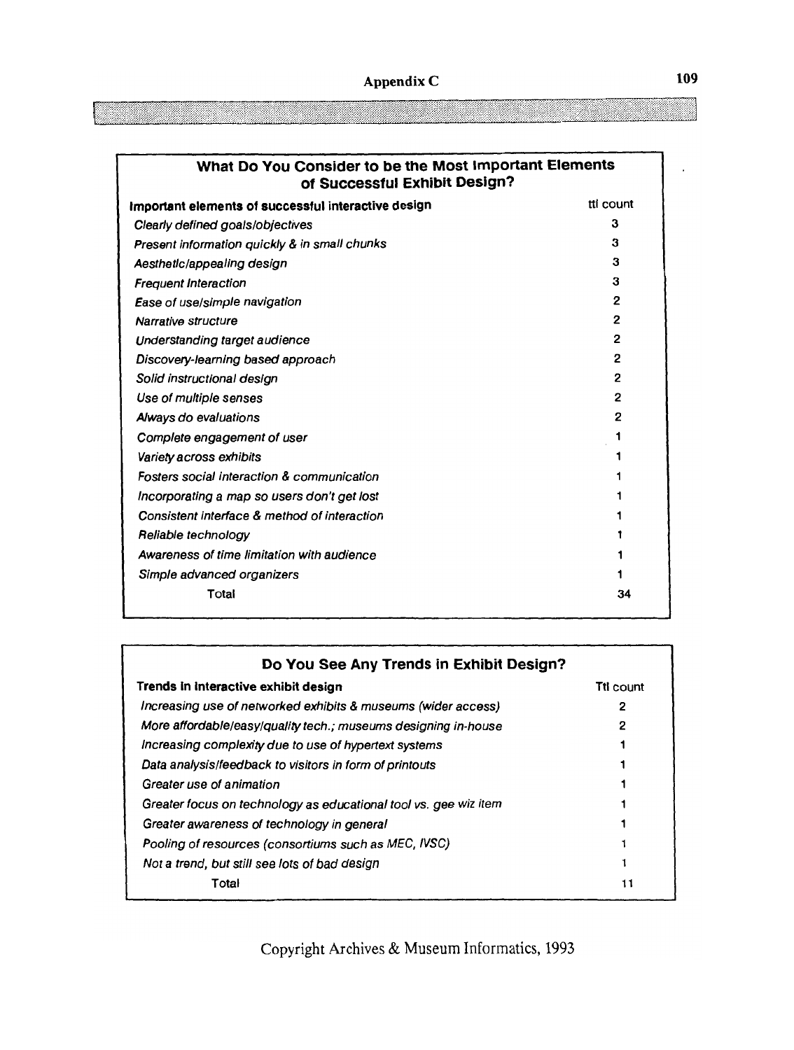## Appendix C

### What Do You Consider to be the Most Important Elements of Successful Exhibit Design?

| Important elements of successful interactive design | ttl count |
|---|---|
| *Clearly defined goals/objectives* | 3 |
| *Present information quickly & in small chunks* | 3 |
| *Aesthetic/appealing design* | 3 |
| *Frequent interaction* | 3 |
| *Ease of use/simple navigation* | 2 |
| *Narrative structure* | 2 |
| *Understanding target audience* | 2 |
| *Discovery-learning based approach* | 2 |
| *Solid instructional design* | 2 |
| *Use of multiple senses* | 2 |
| *Always do evaluations* | 2 |
| *Complete engagement of user* | 1 |
| *Variety across exhibits* | 1 |
| *Fosters social interaction & communication* | 1 |
| *Incorporating a map so users don't get lost* | 1 |
| *Consistent interface & method of interaction* | 1 |
| *Reliable technology* | 1 |
| *Awareness of time limitation with audience* | 1 |
| *Simple advanced organizers* | 1 |
| Total | 34 |

### Do You See Any Trends in Exhibit Design?

| Trends in interactive exhibit design | Ttl count |
|---|---|
| *Increasing use of networked exhibits & museums (wider access)* | 2 |
| *More affordable/easy/quality tech.; museums designing in-house* | 2 |
| *Increasing complexity due to use of hypertext systems* | 1 |
| *Data analysis/feedback to visitors in form of printouts* | 1 |
| *Greater use of animation* | 1 |
| *Greater focus on technology as educational tool vs. gee wiz item* | 1 |
| *Greater awareness of technology in general* | 1 |
| *Pooling of resources (consortiums such as MEC, IVSC)* | 1 |
| *Not a trend, but still see lots of bad design* | 1 |
| Total | 11 |

Copyright Archives & Museum Informatics, 1993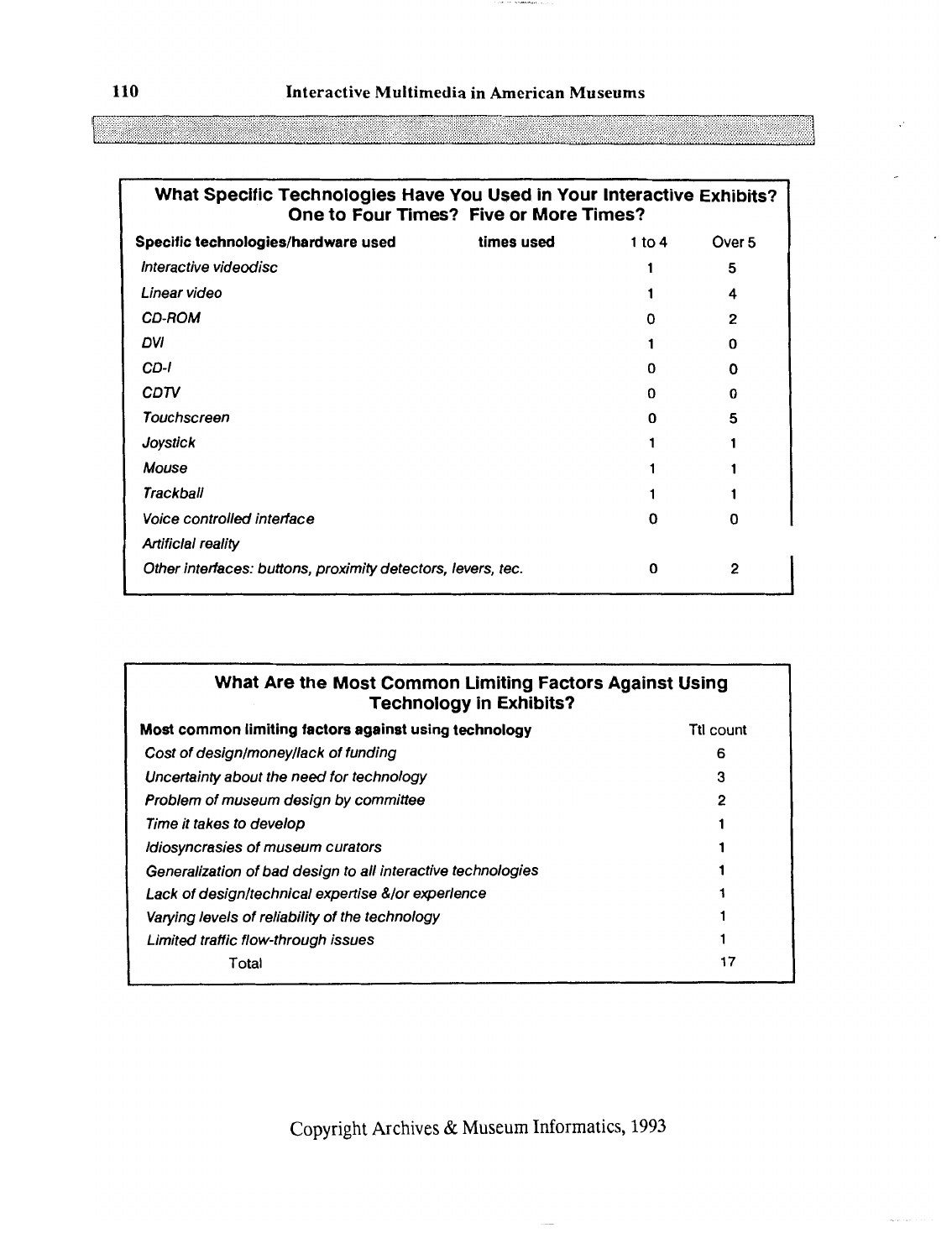## What Specific Technologies Have You Used in Your Interactive Exhibits? One to Four Times? Five or More Times?

| Specific technologies/hardware used | times used | 1 to 4 | Over 5 |
|---|---|---|---|
| *Interactive videodisc* | | 1 | 5 |
| *Linear video* | | 1 | 4 |
| *CD-ROM* | | 0 | 2 |
| *DVI* | | 1 | 0 |
| *CD-I* | | 0 | 0 |
| *CDTV* | | 0 | 0 |
| *Touchscreen* | | 0 | 5 |
| *Joystick* | | 1 | 1 |
| *Mouse* | | 1 | 1 |
| *Trackball* | | 1 | 1 |
| *Voice controlled interface* | | 0 | 0 |
| *Artificial reality* | | | |
| *Other interfaces: buttons, proximity detectors, levers, tec.* | | 0 | 2 |

## What Are the Most Common Limiting Factors Against Using Technology in Exhibits?

| Most common limiting factors against using technology | Ttl count |
|---|---|
| *Cost of design/money/lack of funding* | 6 |
| *Uncertainty about the need for technology* | 3 |
| *Problem of museum design by committee* | 2 |
| *Time it takes to develop* | 1 |
| *Idiosyncrasies of museum curators* | 1 |
| *Generalization of bad design to all interactive technologies* | 1 |
| *Lack of design/technical expertise &/or experience* | 1 |
| *Varying levels of reliability of the technology* | 1 |
| *Limited traffic flow-through issues* | 1 |
| Total | 17 |

Copyright Archives & Museum Informatics, 1993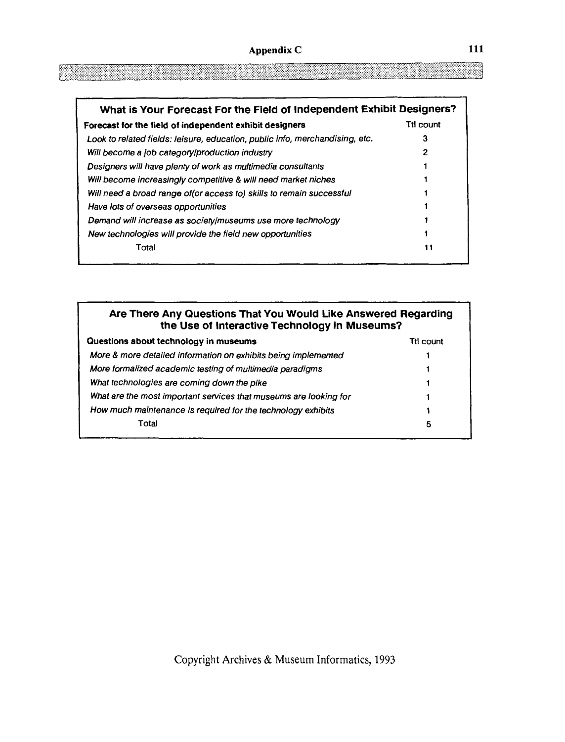### What is Your Forecast For the Field of Independent Exhibit Designers?

| Forecast for the field of independent exhibit designers | Ttl count |
|---|---|
| *Look to related fields: leisure, education, public info, merchandising, etc.* | 3 |
| *Will become a job category/production industry* | 2 |
| *Designers will have plenty of work as multimedia consultants* | 1 |
| *Will become increasingly competitive & will need market niches* | 1 |
| *Will need a broad range of(or access to) skills to remain successful* | 1 |
| *Have lots of overseas opportunities* | 1 |
| *Demand will increase as society/museums use more technology* | 1 |
| *New technologies will provide the field new opportunities* | 1 |
| Total | 11 |

### Are There Any Questions That You Would Like Answered Regarding the Use of Interactive Technology in Museums?

| Questions about technology in museums | Ttl count |
|---|---|
| *More & more detailed information on exhibits being implemented* | 1 |
| *More formalized academic testing of multimedia paradigms* | 1 |
| *What technologies are coming down the pike* | 1 |
| *What are the most important services that museums are looking for* | 1 |
| *How much maintenance is required for the technology exhibits* | 1 |
| Total | 5 |